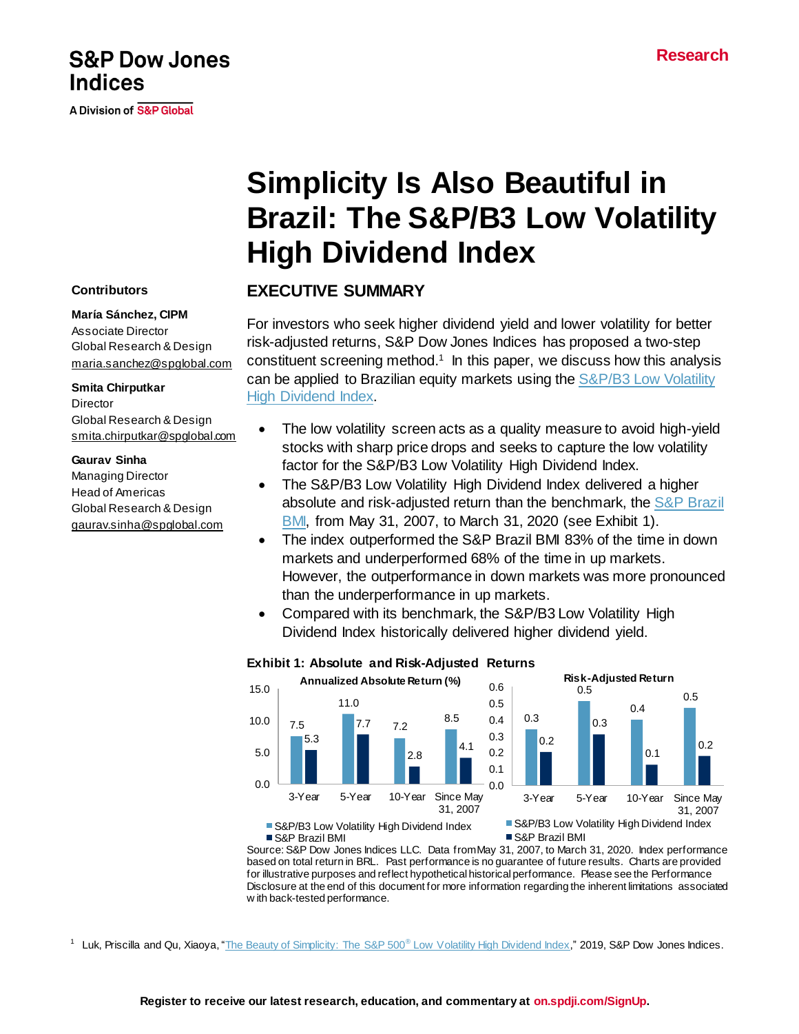S&P Dow Jones Indices

A Division of S&P Global

Research

# Simplicity Is Also Beautiful in Brazil: The S&P/B3 Low Volatility High Dividend Index

**Contributors**

**María Sánchez, CIPM**
Associate Director
Global Research & Design
maria.sanchez@spglobal.com

**Smita Chirputkar**
Director
Global Research & Design
smita.chirputkar@spglobal.com

**Gaurav Sinha**
Managing Director
Head of Americas
Global Research & Design
gaurav.sinha@spglobal.com

## EXECUTIVE SUMMARY

For investors who seek higher dividend yield and lower volatility for better risk-adjusted returns, S&P Dow Jones Indices has proposed a two-step constituent screening method.[1] In this paper, we discuss how this analysis can be applied to Brazilian equity markets using the S&P/B3 Low Volatility High Dividend Index.

- The low volatility screen acts as a quality measure to avoid high-yield stocks with sharp price drops and seeks to capture the low volatility factor for the S&P/B3 Low Volatility High Dividend Index.
- The S&P/B3 Low Volatility High Dividend Index delivered a higher absolute and risk-adjusted return than the benchmark, the S&P Brazil BMI, from May 31, 2007, to March 31, 2020 (see Exhibit 1).
- The index outperformed the S&P Brazil BMI 83% of the time in down markets and underperformed 68% of the time in up markets. However, the outperformance in down markets was more pronounced than the underperformance in up markets.
- Compared with its benchmark, the S&P/B3 Low Volatility High Dividend Index historically delivered higher dividend yield.

**Exhibit 1: Absolute and Risk-Adjusted Returns**

**Annualized Absolute Return (%)**

| Period | S&P/B3 Low Volatility High Dividend Index | S&P Brazil BMI |
|---|---|---|
| 3-Year | 7.5 | 5.3 |
| 5-Year | 11.0 | 7.7 |
| 10-Year | 7.2 | 2.8 |
| Since May 31, 2007 | 8.5 | 4.1 |

**Risk-Adjusted Return**

| Period | S&P/B3 Low Volatility High Dividend Index | S&P Brazil BMI |
|---|---|---|
| 3-Year | 0.3 | 0.2 |
| 5-Year | 0.5 | 0.3 |
| 10-Year | 0.4 | 0.1 |
| Since May 31, 2007 | 0.5 | 0.2 |

Source: S&P Dow Jones Indices LLC. Data from May 31, 2007, to March 31, 2020. Index performance based on total return in BRL. Past performance is no guarantee of future results. Charts are provided for illustrative purposes and reflect hypothetical historical performance. Please see the Performance Disclosure at the end of this document for more information regarding the inherent limitations associated with back-tested performance.

[1] Luk, Priscilla and Qu, Xiaoya, "The Beauty of Simplicity: The S&P 500® Low Volatility High Dividend Index," 2019, S&P Dow Jones Indices.

Register to receive our latest research, education, and commentary at on.spdji.com/SignUp.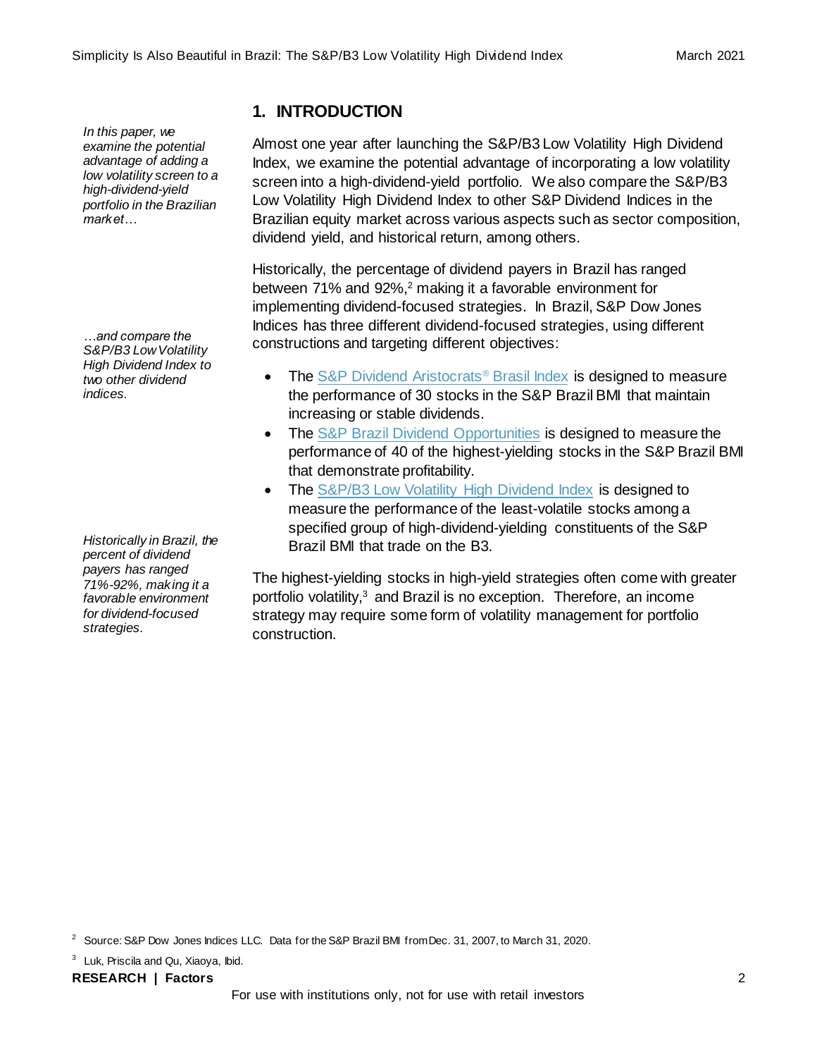*In this paper, we examine the potential advantage of adding a low volatility screen to a high-dividend-yield portfolio in the Brazilian market…*

## 1. INTRODUCTION

Almost one year after launching the S&P/B3 Low Volatility High Dividend Index, we examine the potential advantage of incorporating a low volatility screen into a high-dividend-yield portfolio. We also compare the S&P/B3 Low Volatility High Dividend Index to other S&P Dividend Indices in the Brazilian equity market across various aspects such as sector composition, dividend yield, and historical return, among others.

*…and compare the S&P/B3 Low Volatility High Dividend Index to two other dividend indices.*

Historically, the percentage of dividend payers in Brazil has ranged between 71% and 92%,[2] making it a favorable environment for implementing dividend-focused strategies. In Brazil, S&P Dow Jones Indices has three different dividend-focused strategies, using different constructions and targeting different objectives:

- The S&P Dividend Aristocrats® Brasil Index is designed to measure the performance of 30 stocks in the S&P Brazil BMI that maintain increasing or stable dividends.
- The S&P Brazil Dividend Opportunities is designed to measure the performance of 40 of the highest-yielding stocks in the S&P Brazil BMI that demonstrate profitability.
- The S&P/B3 Low Volatility High Dividend Index is designed to measure the performance of the least-volatile stocks among a specified group of high-dividend-yielding constituents of the S&P Brazil BMI that trade on the B3.

*Historically in Brazil, the percent of dividend payers has ranged 71%-92%, making it a favorable environment for dividend-focused strategies.*

The highest-yielding stocks in high-yield strategies often come with greater portfolio volatility,[3] and Brazil is no exception. Therefore, an income strategy may require some form of volatility management for portfolio construction.

[2] Source: S&P Dow Jones Indices LLC. Data for the S&P Brazil BMI from Dec. 31, 2007, to March 31, 2020.

[3] Luk, Priscila and Qu, Xiaoya, Ibid.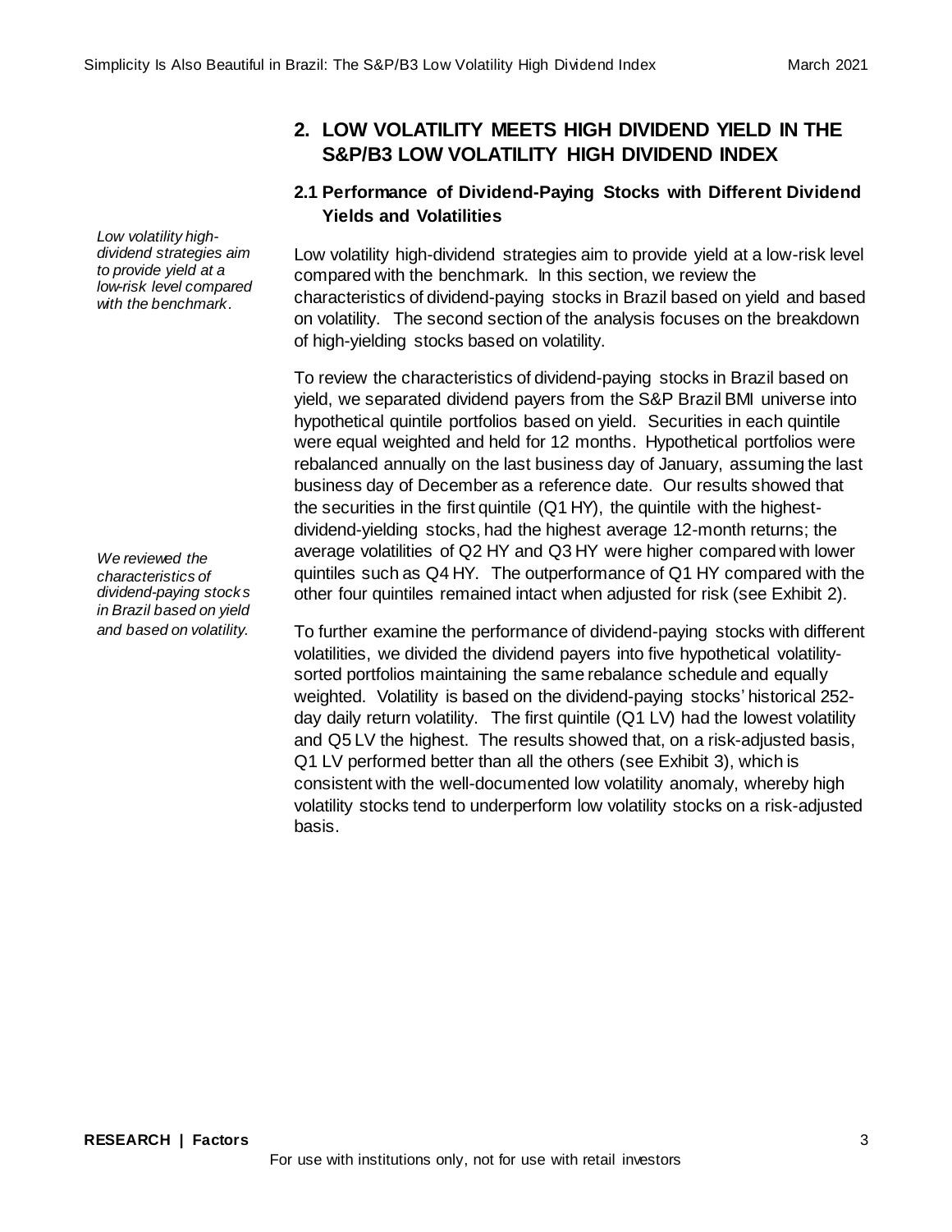## 2. LOW VOLATILITY MEETS HIGH DIVIDEND YIELD IN THE S&P/B3 LOW VOLATILITY HIGH DIVIDEND INDEX

### 2.1 Performance of Dividend-Paying Stocks with Different Dividend Yields and Volatilities

*Low volatility high-dividend strategies aim to provide yield at a low-risk level compared with the benchmark.*

Low volatility high-dividend strategies aim to provide yield at a low-risk level compared with the benchmark. In this section, we review the characteristics of dividend-paying stocks in Brazil based on yield and based on volatility. The second section of the analysis focuses on the breakdown of high-yielding stocks based on volatility.

*We reviewed the characteristics of dividend-paying stocks in Brazil based on yield and based on volatility.*

To review the characteristics of dividend-paying stocks in Brazil based on yield, we separated dividend payers from the S&P Brazil BMI universe into hypothetical quintile portfolios based on yield. Securities in each quintile were equal weighted and held for 12 months. Hypothetical portfolios were rebalanced annually on the last business day of January, assuming the last business day of December as a reference date. Our results showed that the securities in the first quintile (Q1 HY), the quintile with the highest-dividend-yielding stocks, had the highest average 12-month returns; the average volatilities of Q2 HY and Q3 HY were higher compared with lower quintiles such as Q4 HY. The outperformance of Q1 HY compared with the other four quintiles remained intact when adjusted for risk (see Exhibit 2).

To further examine the performance of dividend-paying stocks with different volatilities, we divided the dividend payers into five hypothetical volatility-sorted portfolios maintaining the same rebalance schedule and equally weighted. Volatility is based on the dividend-paying stocks' historical 252-day daily return volatility. The first quintile (Q1 LV) had the lowest volatility and Q5 LV the highest. The results showed that, on a risk-adjusted basis, Q1 LV performed better than all the others (see Exhibit 3), which is consistent with the well-documented low volatility anomaly, whereby high volatility stocks tend to underperform low volatility stocks on a risk-adjusted basis.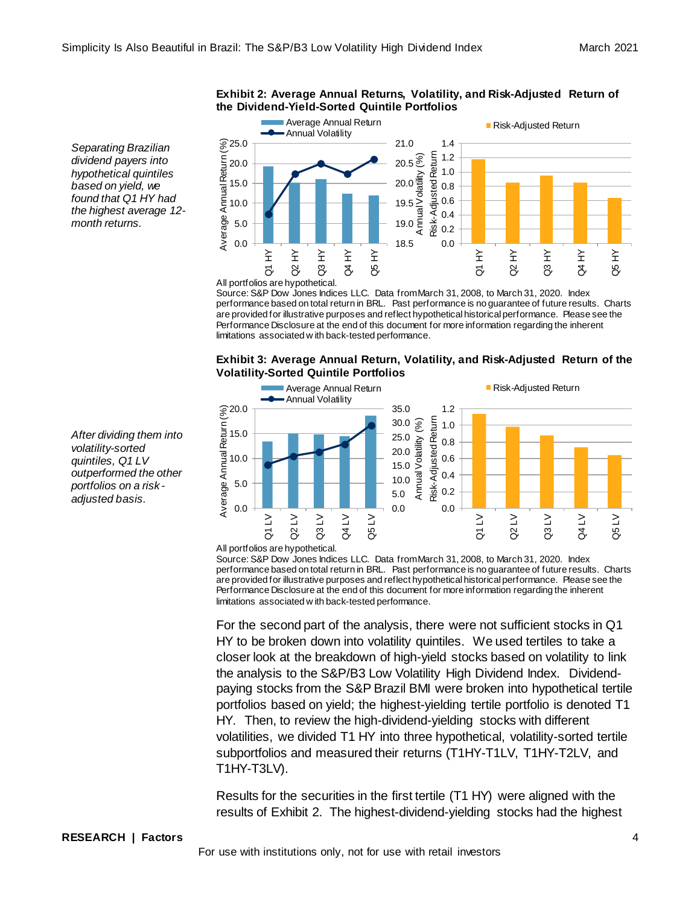*Separating Brazilian dividend payers into hypothetical quintiles based on yield, we found that Q1 HY had the highest average 12-month returns.*

**Exhibit 2: Average Annual Returns, Volatility, and Risk-Adjusted Return of the Dividend-Yield-Sorted Quintile Portfolios**

All portfolios are hypothetical.
Source: S&P Dow Jones Indices LLC. Data from March 31, 2008, to March 31, 2020. Index performance based on total return in BRL. Past performance is no guarantee of future results. Charts are provided for illustrative purposes and reflect hypothetical historical performance. Please see the Performance Disclosure at the end of this document for more information regarding the inherent limitations associated with back-tested performance.

*After dividing them into volatility-sorted quintiles, Q1 LV outperformed the other portfolios on a risk-adjusted basis.*

**Exhibit 3: Average Annual Return, Volatility, and Risk-Adjusted Return of the Volatility-Sorted Quintile Portfolios**

All portfolios are hypothetical.
Source: S&P Dow Jones Indices LLC. Data from March 31, 2008, to March 31, 2020. Index performance based on total return in BRL. Past performance is no guarantee of future results. Charts are provided for illustrative purposes and reflect hypothetical historical performance. Please see the Performance Disclosure at the end of this document for more information regarding the inherent limitations associated with back-tested performance.

For the second part of the analysis, there were not sufficient stocks in Q1 HY to be broken down into volatility quintiles. We used tertiles to take a closer look at the breakdown of high-yield stocks based on volatility to link the analysis to the S&P/B3 Low Volatility High Dividend Index. Dividend-paying stocks from the S&P Brazil BMI were broken into hypothetical tertile portfolios based on yield; the highest-yielding tertile portfolio is denoted T1 HY. Then, to review the high-dividend-yielding stocks with different volatilities, we divided T1 HY into three hypothetical, volatility-sorted tertile subportfolios and measured their returns (T1HY-T1LV, T1HY-T2LV, and T1HY-T3LV).

Results for the securities in the first tertile (T1 HY) were aligned with the results of Exhibit 2. The highest-dividend-yielding stocks had the highest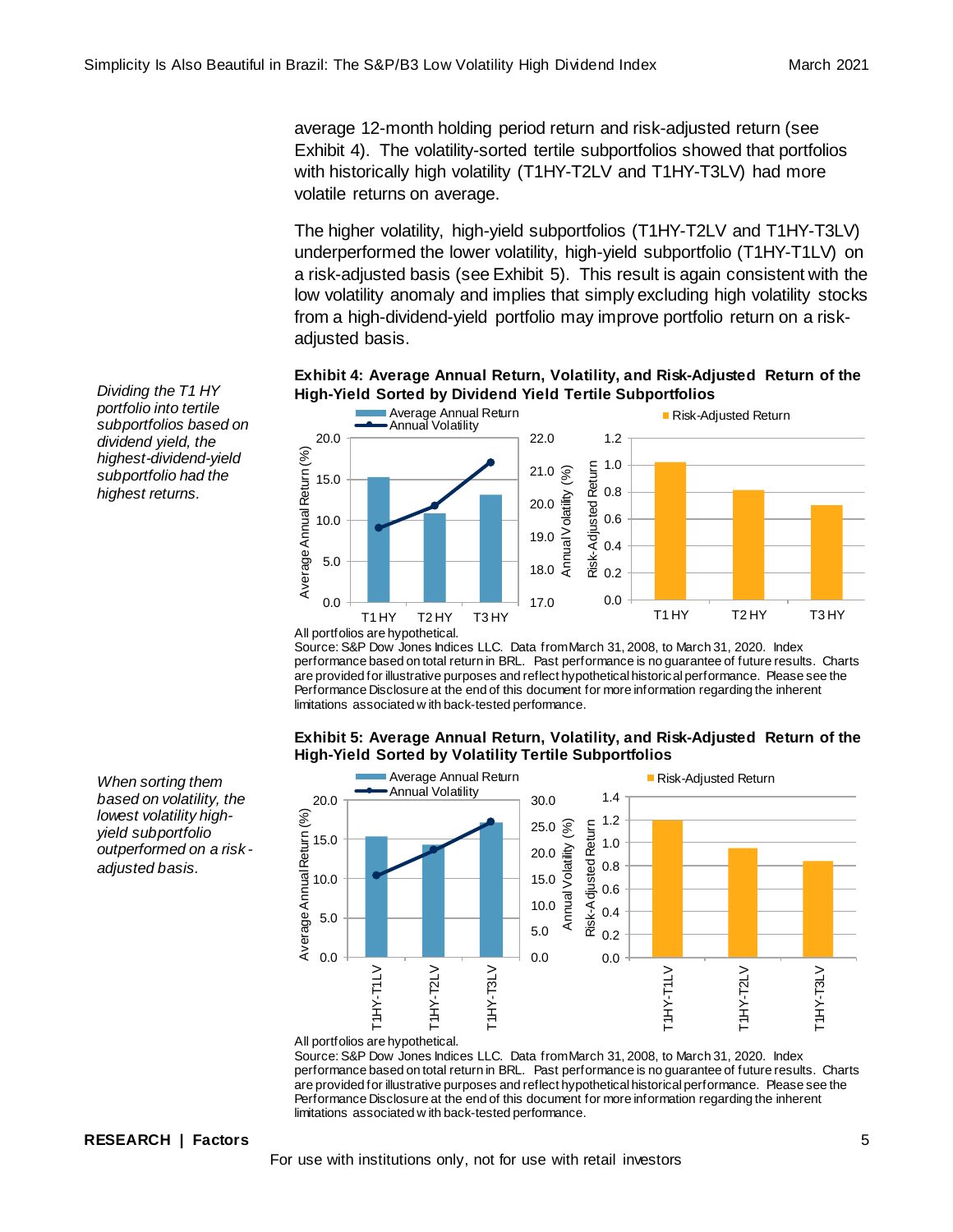average 12-month holding period return and risk-adjusted return (see Exhibit 4). The volatility-sorted tertile subportfolios showed that portfolios with historically high volatility (T1HY-T2LV and T1HY-T3LV) had more volatile returns on average.

The higher volatility, high-yield subportfolios (T1HY-T2LV and T1HY-T3LV) underperformed the lower volatility, high-yield subportfolio (T1HY-T1LV) on a risk-adjusted basis (see Exhibit 5). This result is again consistent with the low volatility anomaly and implies that simply excluding high volatility stocks from a high-dividend-yield portfolio may improve portfolio return on a risk-adjusted basis.

*Dividing the T1 HY portfolio into tertile subportfolios based on dividend yield, the highest-dividend-yield subportfolio had the highest returns.*

**Exhibit 4: Average Annual Return, Volatility, and Risk-Adjusted Return of the High-Yield Sorted by Dividend Yield Tertile Subportfolios**

All portfolios are hypothetical.
Source: S&P Dow Jones Indices LLC. Data from March 31, 2008, to March 31, 2020. Index performance based on total return in BRL. Past performance is no guarantee of future results. Charts are provided for illustrative purposes and reflect hypothetical historical performance. Please see the Performance Disclosure at the end of this document for more information regarding the inherent limitations associated with back-tested performance.

*When sorting them based on volatility, the lowest volatility high-yield subportfolio outperformed on a risk-adjusted basis.*

**Exhibit 5: Average Annual Return, Volatility, and Risk-Adjusted Return of the High-Yield Sorted by Volatility Tertile Subportfolios**

All portfolios are hypothetical.
Source: S&P Dow Jones Indices LLC. Data from March 31, 2008, to March 31, 2020. Index performance based on total return in BRL. Past performance is no guarantee of future results. Charts are provided for illustrative purposes and reflect hypothetical historical performance. Please see the Performance Disclosure at the end of this document for more information regarding the inherent limitations associated with back-tested performance.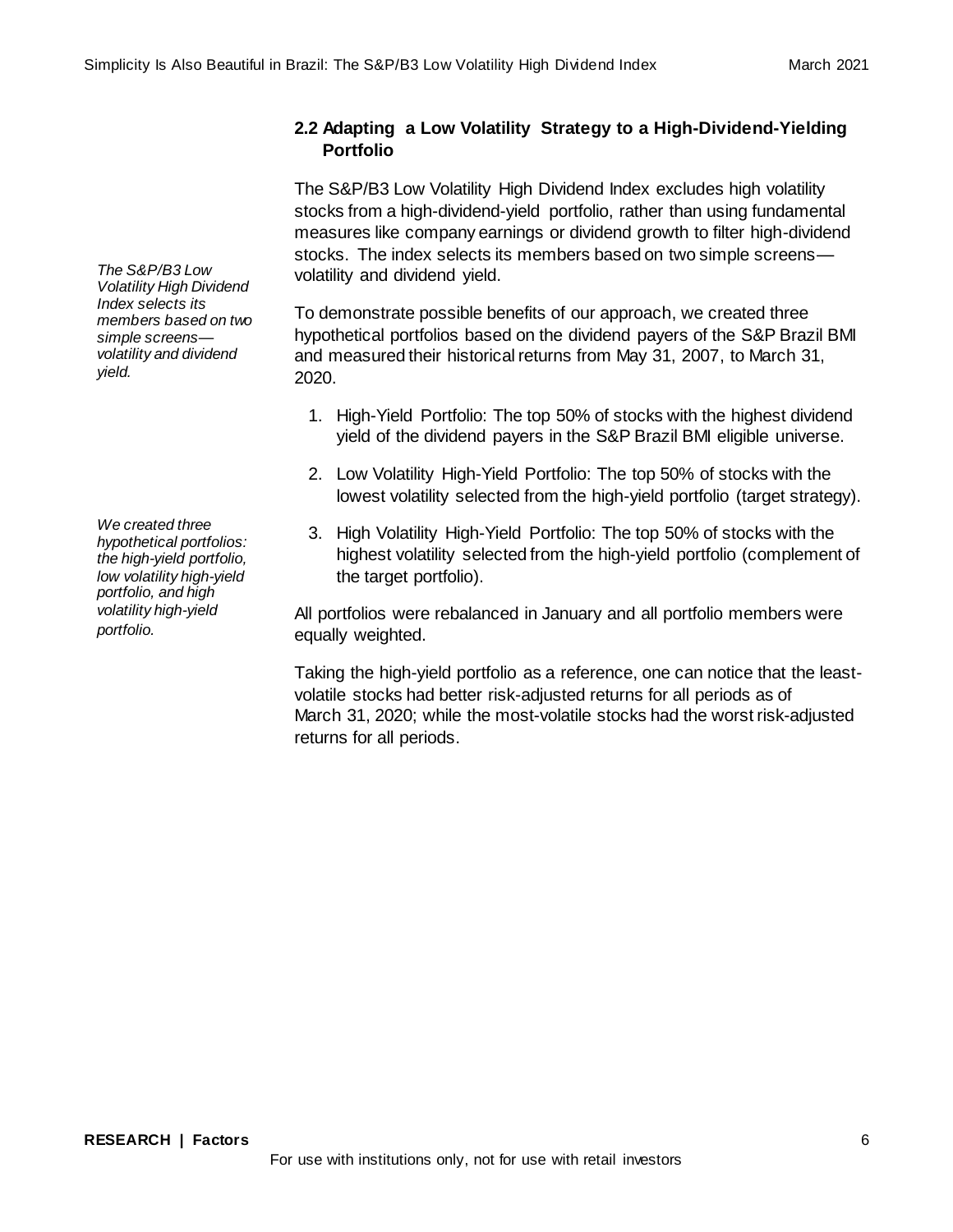## 2.2 Adapting a Low Volatility Strategy to a High-Dividend-Yielding Portfolio

*The S&P/B3 Low Volatility High Dividend Index selects its members based on two simple screens—volatility and dividend yield.*

The S&P/B3 Low Volatility High Dividend Index excludes high volatility stocks from a high-dividend-yield portfolio, rather than using fundamental measures like company earnings or dividend growth to filter high-dividend stocks. The index selects its members based on two simple screens—volatility and dividend yield.

To demonstrate possible benefits of our approach, we created three hypothetical portfolios based on the dividend payers of the S&P Brazil BMI and measured their historical returns from May 31, 2007, to March 31, 2020.

*We created three hypothetical portfolios: the high-yield portfolio, low volatility high-yield portfolio, and high volatility high-yield portfolio.*

1. High-Yield Portfolio: The top 50% of stocks with the highest dividend yield of the dividend payers in the S&P Brazil BMI eligible universe.
2. Low Volatility High-Yield Portfolio: The top 50% of stocks with the lowest volatility selected from the high-yield portfolio (target strategy).
3. High Volatility High-Yield Portfolio: The top 50% of stocks with the highest volatility selected from the high-yield portfolio (complement of the target portfolio).

All portfolios were rebalanced in January and all portfolio members were equally weighted.

Taking the high-yield portfolio as a reference, one can notice that the least-volatile stocks had better risk-adjusted returns for all periods as of March 31, 2020; while the most-volatile stocks had the worst risk-adjusted returns for all periods.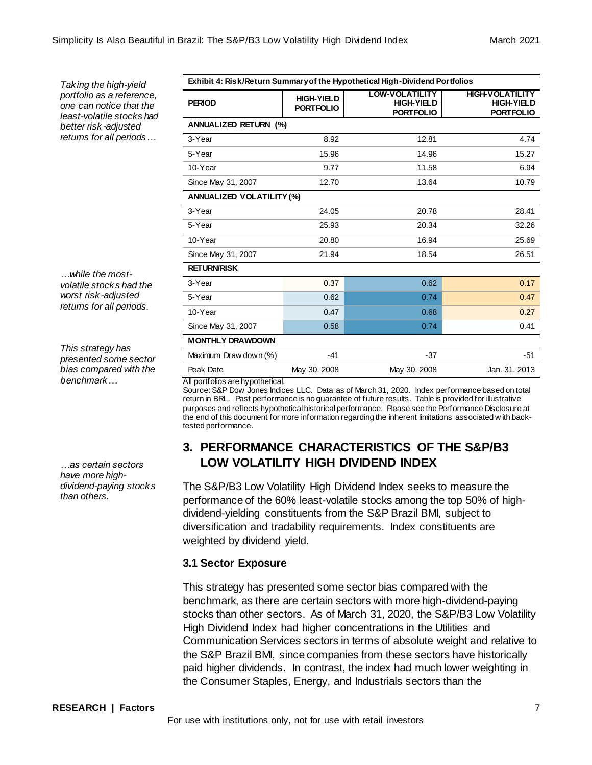*Taking the high-yield portfolio as a reference, one can notice that the least-volatile stocks had better risk-adjusted returns for all periods…*

*…while the most-volatile stocks had the worst risk-adjusted returns for all periods.*

**Exhibit 4: Risk/Return Summary of the Hypothetical High-Dividend Portfolios**

| PERIOD | HIGH-YIELD PORTFOLIO | LOW-VOLATILITY HIGH-YIELD PORTFOLIO | HIGH-VOLATILITY HIGH-YIELD PORTFOLIO |
|---|---|---|---|
| **ANNUALIZED RETURN (%)** | | | |
| 3-Year | 8.92 | 12.81 | 4.74 |
| 5-Year | 15.96 | 14.96 | 15.27 |
| 10-Year | 9.77 | 11.58 | 6.94 |
| Since May 31, 2007 | 12.70 | 13.64 | 10.79 |
| **ANNUALIZED VOLATILITY (%)** | | | |
| 3-Year | 24.05 | 20.78 | 28.41 |
| 5-Year | 25.93 | 20.34 | 32.26 |
| 10-Year | 20.80 | 16.94 | 25.69 |
| Since May 31, 2007 | 21.94 | 18.54 | 26.51 |
| **RETURN/RISK** | | | |
| 3-Year | 0.37 | 0.62 | 0.17 |
| 5-Year | 0.62 | 0.74 | 0.47 |
| 10-Year | 0.47 | 0.68 | 0.27 |
| Since May 31, 2007 | 0.58 | 0.74 | 0.41 |
| **MONTHLY DRAWDOWN** | | | |
| Maximum Drawdown (%) | -41 | -37 | -51 |
| Peak Date | May 30, 2008 | May 30, 2008 | Jan. 31, 2013 |

All portfolios are hypothetical.
Source: S&P Dow Jones Indices LLC. Data as of March 31, 2020. Index performance based on total return in BRL. Past performance is no guarantee of future results. Table is provided for illustrative purposes and reflects hypothetical historical performance. Please see the Performance Disclosure at the end of this document for more information regarding the inherent limitations associated with back-tested performance.

## 3. PERFORMANCE CHARACTERISTICS OF THE S&P/B3 LOW VOLATILITY HIGH DIVIDEND INDEX

The S&P/B3 Low Volatility High Dividend Index seeks to measure the performance of the 60% least-volatile stocks among the top 50% of high-dividend-yielding constituents from the S&P Brazil BMI, subject to diversification and tradability requirements. Index constituents are weighted by dividend yield.

### 3.1 Sector Exposure

*This strategy has presented some sector bias compared with the benchmark…*

*…as certain sectors have more high-dividend-paying stocks than others.*

This strategy has presented some sector bias compared with the benchmark, as there are certain sectors with more high-dividend-paying stocks than other sectors. As of March 31, 2020, the S&P/B3 Low Volatility High Dividend Index had higher concentrations in the Utilities and Communication Services sectors in terms of absolute weight and relative to the S&P Brazil BMI, since companies from these sectors have historically paid higher dividends. In contrast, the index had much lower weighting in the Consumer Staples, Energy, and Industrials sectors than the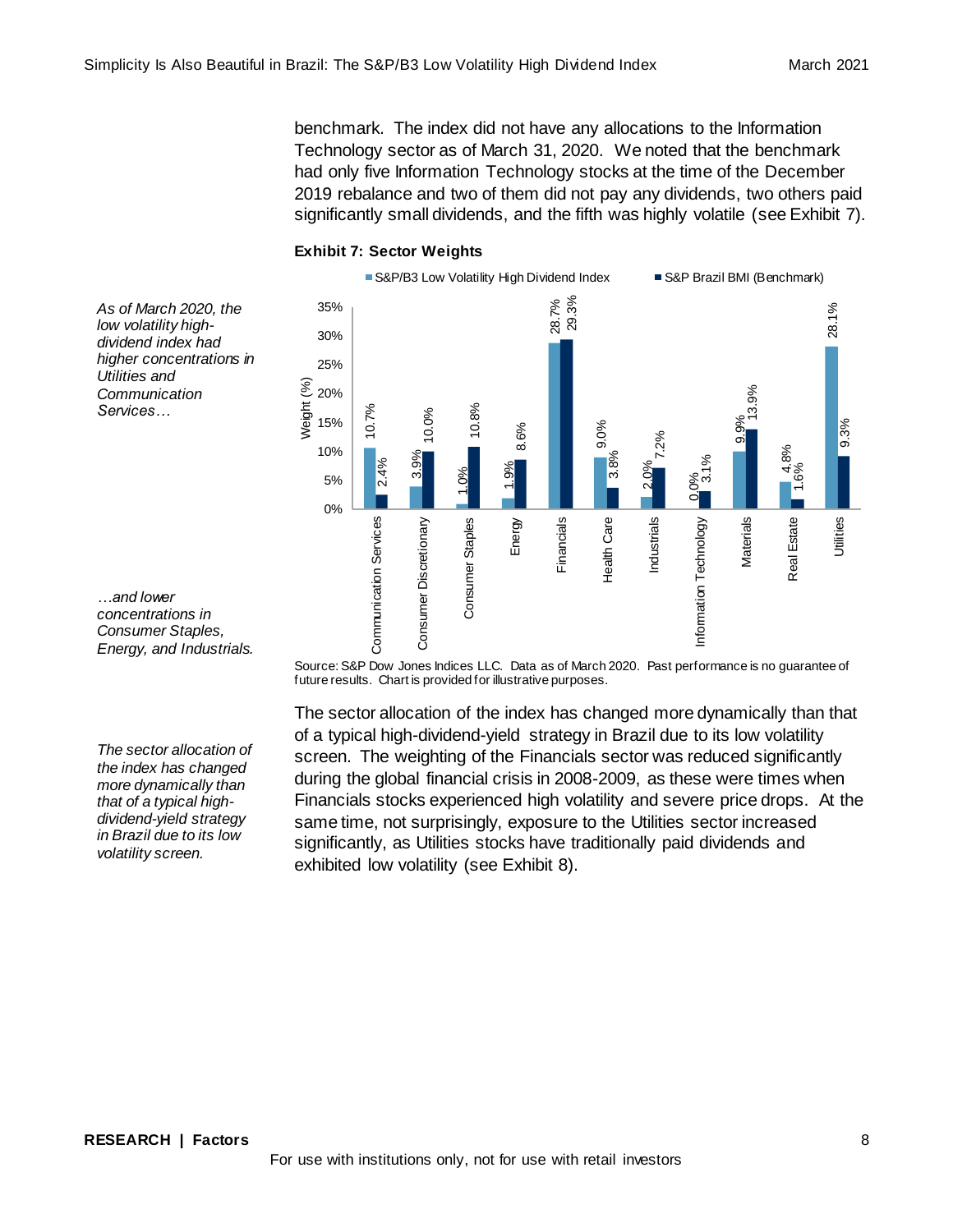benchmark. The index did not have any allocations to the Information Technology sector as of March 31, 2020. We noted that the benchmark had only five Information Technology stocks at the time of the December 2019 rebalance and two of them did not pay any dividends, two others paid significantly small dividends, and the fifth was highly volatile (see Exhibit 7).

*As of March 2020, the low volatility high-dividend index had higher concentrations in Utilities and Communication Services…*

*…and lower concentrations in Consumer Staples, Energy, and Industrials.*

**Exhibit 7: Sector Weights**

| Sector | S&P/B3 Low Volatility High Dividend Index | S&P Brazil BMI (Benchmark) |
|---|---|---|
| Communication Services | 10.7% | 2.4% |
| Consumer Discretionary | 3.9% | 10.0% |
| Consumer Staples | 1.0% | 10.8% |
| Energy | 1.9% | 8.6% |
| Financials | 28.7% | 29.3% |
| Health Care | 9.0% | 3.8% |
| Industrials | 2.0% | 7.2% |
| Information Technology | 0.0% | 3.1% |
| Materials | 9.9% | 13.9% |
| Real Estate | 4.8% | 1.6% |
| Utilities | 28.1% | 9.3% |

Source: S&P Dow Jones Indices LLC. Data as of March 2020. Past performance is no guarantee of future results. Chart is provided for illustrative purposes.

*The sector allocation of the index has changed more dynamically than that of a typical high-dividend-yield strategy in Brazil due to its low volatility screen.*

The sector allocation of the index has changed more dynamically than that of a typical high-dividend-yield strategy in Brazil due to its low volatility screen. The weighting of the Financials sector was reduced significantly during the global financial crisis in 2008-2009, as these were times when Financials stocks experienced high volatility and severe price drops. At the same time, not surprisingly, exposure to the Utilities sector increased significantly, as Utilities stocks have traditionally paid dividends and exhibited low volatility (see Exhibit 8).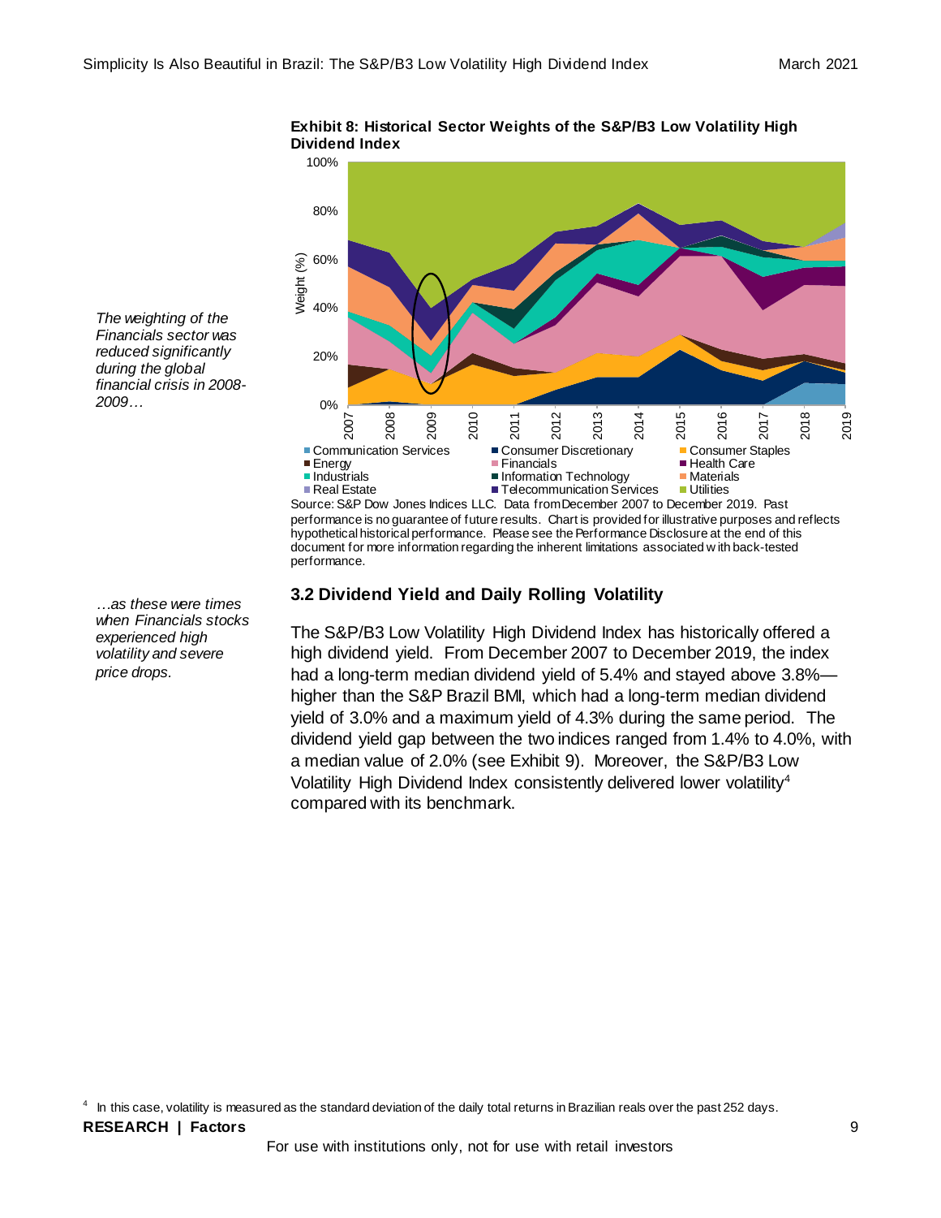*The weighting of the Financials sector was reduced significantly during the global financial crisis in 2008-2009…*

**Exhibit 8: Historical Sector Weights of the S&P/B3 Low Volatility High Dividend Index**

Source: S&P Dow Jones Indices LLC. Data from December 2007 to December 2019. Past performance is no guarantee of future results. Chart is provided for illustrative purposes and reflects hypothetical historical performance. Please see the Performance Disclosure at the end of this document for more information regarding the inherent limitations associated with back-tested performance.

*…as these were times when Financials stocks experienced high volatility and severe price drops.*

### 3.2 Dividend Yield and Daily Rolling Volatility

The S&P/B3 Low Volatility High Dividend Index has historically offered a high dividend yield. From December 2007 to December 2019, the index had a long-term median dividend yield of 5.4% and stayed above 3.8%—higher than the S&P Brazil BMI, which had a long-term median dividend yield of 3.0% and a maximum yield of 4.3% during the same period. The dividend yield gap between the two indices ranged from 1.4% to 4.0%, with a median value of 2.0% (see Exhibit 9). Moreover, the S&P/B3 Low Volatility High Dividend Index consistently delivered lower volatility[4] compared with its benchmark.

[4] In this case, volatility is measured as the standard deviation of the daily total returns in Brazilian reals over the past 252 days.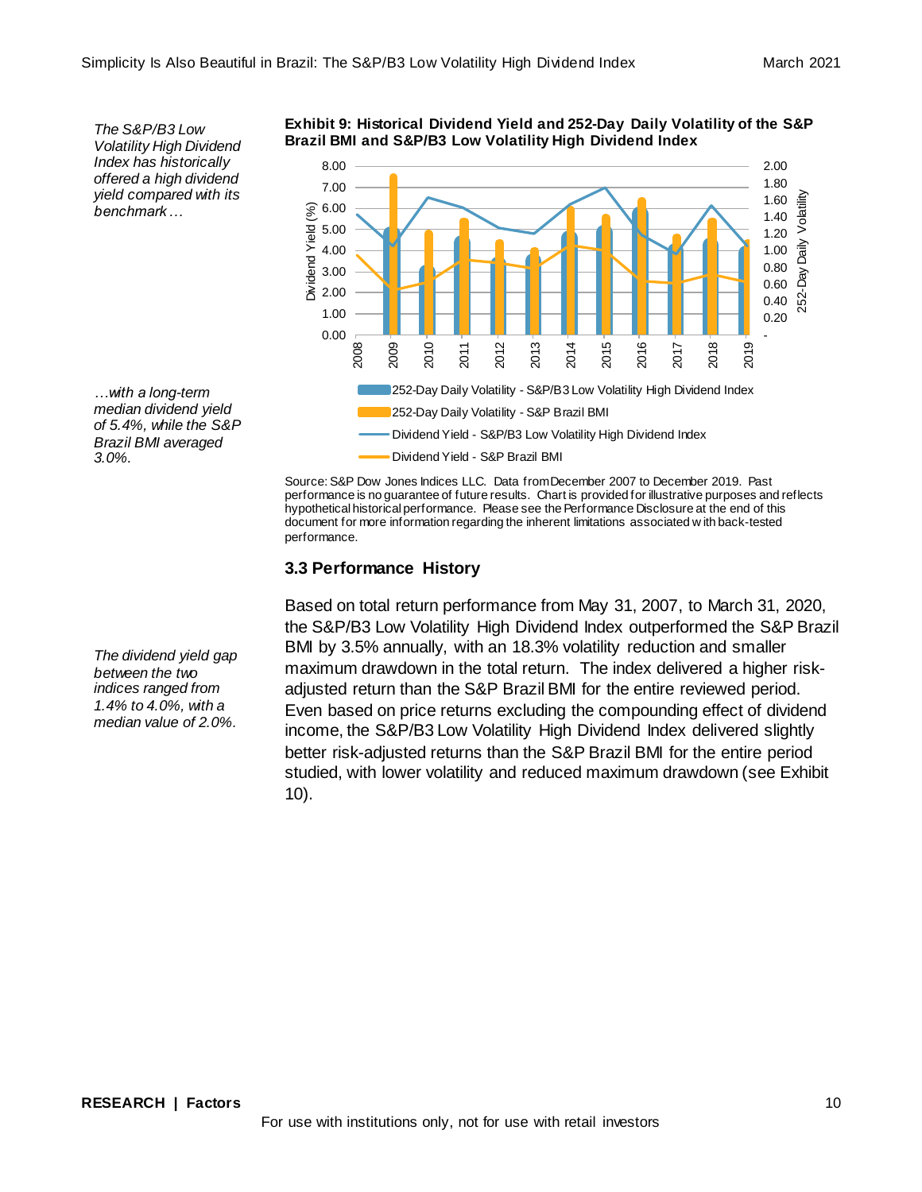*The S&P/B3 Low Volatility High Dividend Index has historically offered a high dividend yield compared with its benchmark…*

*…with a long-term median dividend yield of 5.4%, while the S&P Brazil BMI averaged 3.0%.*

*The dividend yield gap between the two indices ranged from 1.4% to 4.0%, with a median value of 2.0%.*

**Exhibit 9: Historical Dividend Yield and 252-Day Daily Volatility of the S&P Brazil BMI and S&P/B3 Low Volatility High Dividend Index**

Source: S&P Dow Jones Indices LLC. Data from December 2007 to December 2019. Past performance is no guarantee of future results. Chart is provided for illustrative purposes and reflects hypothetical historical performance. Please see the Performance Disclosure at the end of this document for more information regarding the inherent limitations associated with back-tested performance.

### 3.3 Performance History

Based on total return performance from May 31, 2007, to March 31, 2020, the S&P/B3 Low Volatility High Dividend Index outperformed the S&P Brazil BMI by 3.5% annually, with an 18.3% volatility reduction and smaller maximum drawdown in the total return. The index delivered a higher risk-adjusted return than the S&P Brazil BMI for the entire reviewed period. Even based on price returns excluding the compounding effect of dividend income, the S&P/B3 Low Volatility High Dividend Index delivered slightly better risk-adjusted returns than the S&P Brazil BMI for the entire period studied, with lower volatility and reduced maximum drawdown (see Exhibit 10).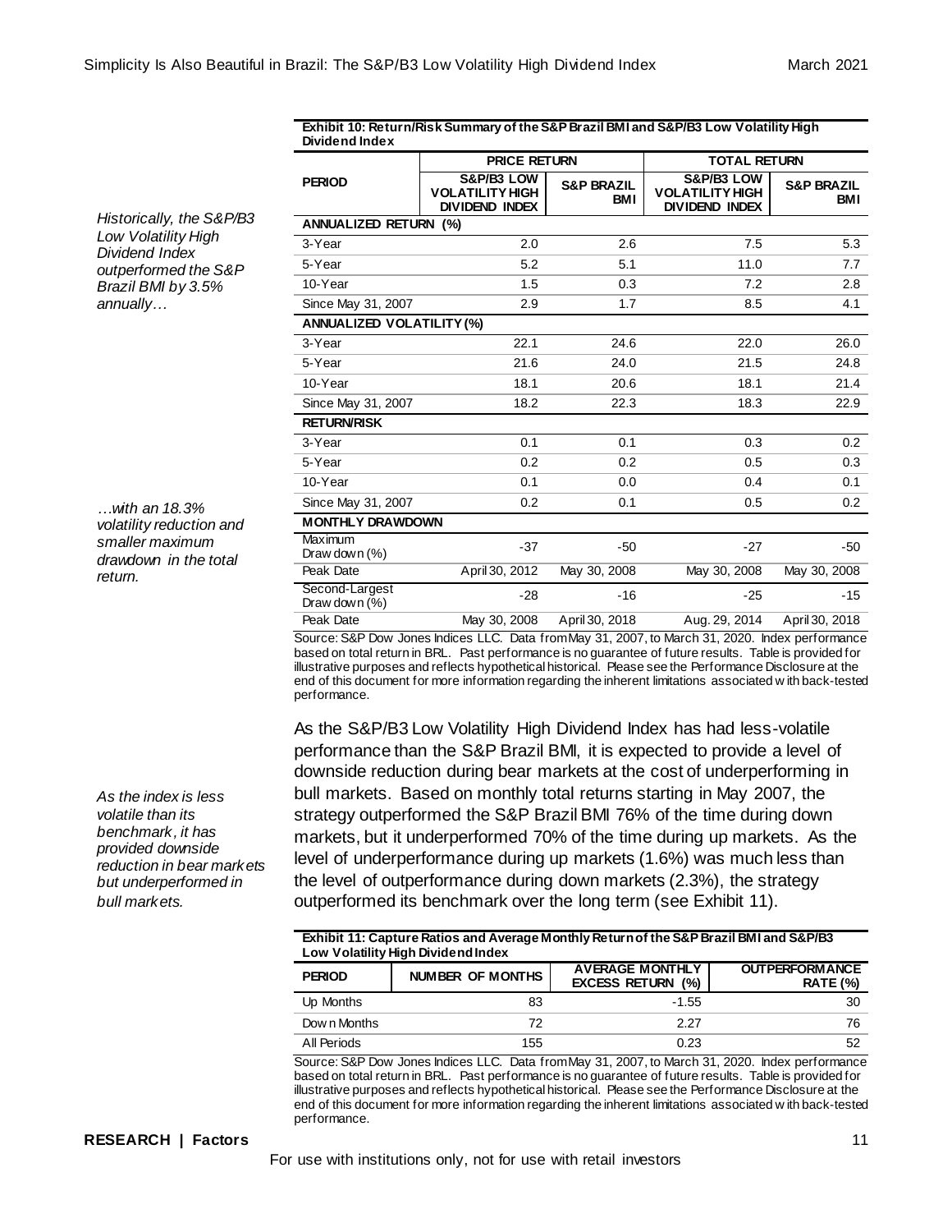*Historically, the S&P/B3 Low Volatility High Dividend Index outperformed the S&P Brazil BMI by 3.5% annually…*

**Exhibit 10: Return/Risk Summary of the S&P Brazil BMI and S&P/B3 Low Volatility High Dividend Index**

| PERIOD | PRICE RETURN | | TOTAL RETURN | |
|---|---|---|---|---|
| | S&P/B3 LOW VOLATILITY HIGH DIVIDEND INDEX | S&P BRAZIL BMI | S&P/B3 LOW VOLATILITY HIGH DIVIDEND INDEX | S&P BRAZIL BMI |
| **ANNUALIZED RETURN (%)** | | | | |
| 3-Year | 2.0 | 2.6 | 7.5 | 5.3 |
| 5-Year | 5.2 | 5.1 | 11.0 | 7.7 |
| 10-Year | 1.5 | 0.3 | 7.2 | 2.8 |
| Since May 31, 2007 | 2.9 | 1.7 | 8.5 | 4.1 |
| **ANNUALIZED VOLATILITY (%)** | | | | |
| 3-Year | 22.1 | 24.6 | 22.0 | 26.0 |
| 5-Year | 21.6 | 24.0 | 21.5 | 24.8 |
| 10-Year | 18.1 | 20.6 | 18.1 | 21.4 |
| Since May 31, 2007 | 18.2 | 22.3 | 18.3 | 22.9 |
| **RETURN/RISK** | | | | |
| 3-Year | 0.1 | 0.1 | 0.3 | 0.2 |
| 5-Year | 0.2 | 0.2 | 0.5 | 0.3 |
| 10-Year | 0.1 | 0.0 | 0.4 | 0.1 |
| Since May 31, 2007 | 0.2 | 0.1 | 0.5 | 0.2 |
| **MONTHLY DRAWDOWN** | | | | |
| Maximum Drawdown (%) | -37 | -50 | -27 | -50 |
| Peak Date | April 30, 2012 | May 30, 2008 | May 30, 2008 | May 30, 2008 |
| Second-Largest Drawdown (%) | -28 | -16 | -25 | -15 |
| Peak Date | May 30, 2008 | April 30, 2018 | Aug. 29, 2014 | April 30, 2018 |

Source: S&P Dow Jones Indices LLC. Data from May 31, 2007, to March 31, 2020. Index performance based on total return in BRL. Past performance is no guarantee of future results. Table is provided for illustrative purposes and reflects hypothetical historical. Please see the Performance Disclosure at the end of this document for more information regarding the inherent limitations associated with back-tested performance.

*…with an 18.3% volatility reduction and smaller maximum drawdown in the total return.*

*As the index is less volatile than its benchmark, it has provided downside reduction in bear markets but underperformed in bull markets.*

As the S&P/B3 Low Volatility High Dividend Index has had less-volatile performance than the S&P Brazil BMI, it is expected to provide a level of downside reduction during bear markets at the cost of underperforming in bull markets. Based on monthly total returns starting in May 2007, the strategy outperformed the S&P Brazil BMI 76% of the time during down markets, but it underperformed 70% of the time during up markets. As the level of underperformance during up markets (1.6%) was much less than the level of outperformance during down markets (2.3%), the strategy outperformed its benchmark over the long term (see Exhibit 11).

**Exhibit 11: Capture Ratios and Average Monthly Return of the S&P Brazil BMI and S&P/B3 Low Volatility High Dividend Index**

| PERIOD | NUMBER OF MONTHS | AVERAGE MONTHLY EXCESS RETURN (%) | OUTPERFORMANCE RATE (%) |
|---|---|---|---|
| Up Months | 83 | -1.55 | 30 |
| Down Months | 72 | 2.27 | 76 |
| All Periods | 155 | 0.23 | 52 |

Source: S&P Dow Jones Indices LLC. Data from May 31, 2007, to March 31, 2020. Index performance based on total return in BRL. Past performance is no guarantee of future results. Table is provided for illustrative purposes and reflects hypothetical historical. Please see the Performance Disclosure at the end of this document for more information regarding the inherent limitations associated with back-tested performance.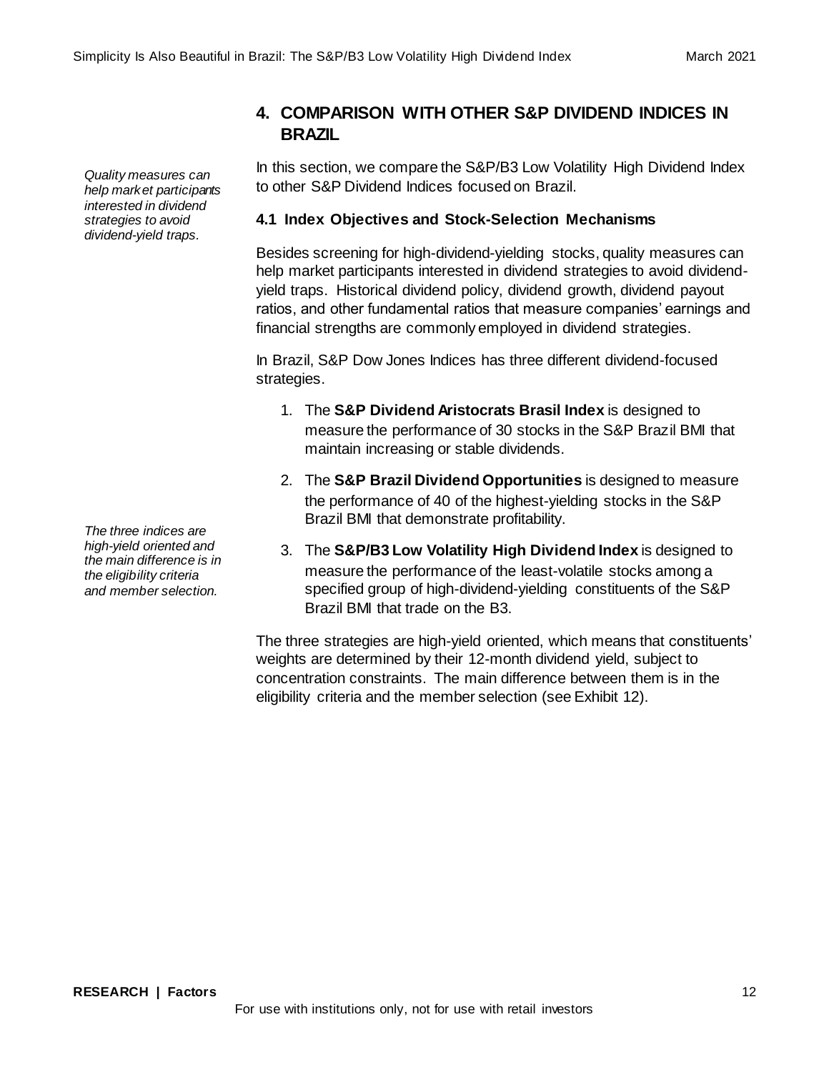## 4. COMPARISON WITH OTHER S&P DIVIDEND INDICES IN BRAZIL

*Quality measures can help market participants interested in dividend strategies to avoid dividend-yield traps.*

In this section, we compare the S&P/B3 Low Volatility High Dividend Index to other S&P Dividend Indices focused on Brazil.

### 4.1 Index Objectives and Stock-Selection Mechanisms

Besides screening for high-dividend-yielding stocks, quality measures can help market participants interested in dividend strategies to avoid dividend-yield traps. Historical dividend policy, dividend growth, dividend payout ratios, and other fundamental ratios that measure companies' earnings and financial strengths are commonly employed in dividend strategies.

In Brazil, S&P Dow Jones Indices has three different dividend-focused strategies.

1. The **S&P Dividend Aristocrats Brasil Index** is designed to measure the performance of 30 stocks in the S&P Brazil BMI that maintain increasing or stable dividends.
2. The **S&P Brazil Dividend Opportunities** is designed to measure the performance of 40 of the highest-yielding stocks in the S&P Brazil BMI that demonstrate profitability.
3. The **S&P/B3 Low Volatility High Dividend Index** is designed to measure the performance of the least-volatile stocks among a specified group of high-dividend-yielding constituents of the S&P Brazil BMI that trade on the B3.

*The three indices are high-yield oriented and the main difference is in the eligibility criteria and member selection.*

The three strategies are high-yield oriented, which means that constituents' weights are determined by their 12-month dividend yield, subject to concentration constraints. The main difference between them is in the eligibility criteria and the member selection (see Exhibit 12).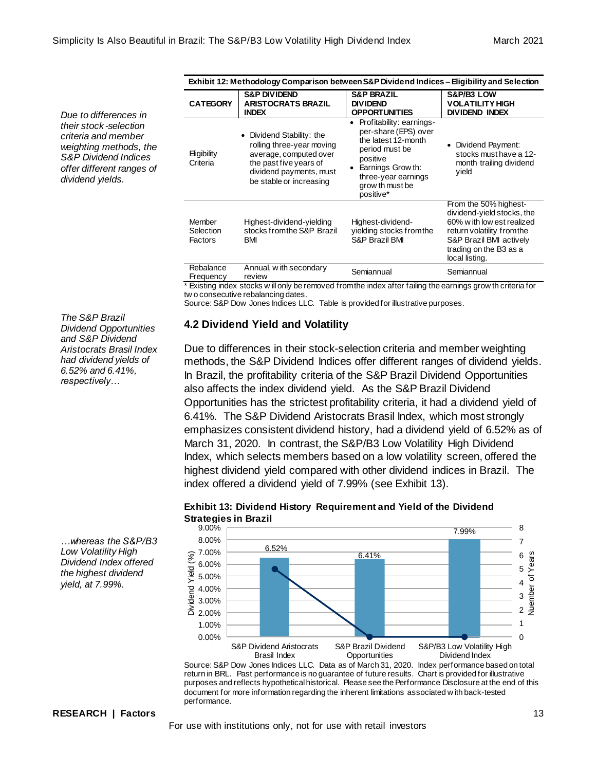*Due to differences in their stock-selection criteria and member weighting methods, the S&P Dividend Indices offer different ranges of dividend yields.*

**Exhibit 12: Methodology Comparison between S&P Dividend Indices – Eligibility and Selection**

| CATEGORY | S&P DIVIDEND ARISTOCRATS BRAZIL INDEX | S&P BRAZIL DIVIDEND OPPORTUNITIES | S&P/B3 LOW VOLATILITY HIGH DIVIDEND INDEX |
|---|---|---|---|
| Eligibility Criteria | • Dividend Stability: the rolling three-year moving average, computed over the past five years of dividend payments, must be stable or increasing | • Profitability: earnings-per-share (EPS) over the latest 12-month period must be positive<br>• Earnings Growth: three-year earnings growth must be positive* | • Dividend Payment: stocks must have a 12-month trailing dividend yield |
| Member Selection Factors | Highest-dividend-yielding stocks from the S&P Brazil BMI | Highest-dividend-yielding stocks from the S&P Brazil BMI | From the 50% highest-dividend-yield stocks, the 60% with lowest realized return volatility from the S&P Brazil BMI actively trading on the B3 as a local listing. |
| Rebalance Frequency | Annual, with secondary review | Semiannual | Semiannual |

* Existing index stocks will only be removed from the index after failing the earnings growth criteria for two consecutive rebalancing dates.

Source: S&P Dow Jones Indices LLC. Table is provided for illustrative purposes.

*The S&P Brazil Dividend Opportunities and S&P Dividend Aristocrats Brasil Index had dividend yields of 6.52% and 6.41%, respectively…*

### 4.2 Dividend Yield and Volatility

Due to differences in their stock-selection criteria and member weighting methods, the S&P Dividend Indices offer different ranges of dividend yields. In Brazil, the profitability criteria of the S&P Brazil Dividend Opportunities also affects the index dividend yield. As the S&P Brazil Dividend Opportunities has the strictest profitability criteria, it had a dividend yield of 6.41%. The S&P Dividend Aristocrats Brasil Index, which most strongly emphasizes consistent dividend history, had a dividend yield of 6.52% as of March 31, 2020. In contrast, the S&P/B3 Low Volatility High Dividend Index, which selects members based on a low volatility screen, offered the highest dividend yield compared with other dividend indices in Brazil. The index offered a dividend yield of 7.99% (see Exhibit 13).

*…whereas the S&P/B3 Low Volatility High Dividend Index offered the highest dividend yield, at 7.99%.*

**Exhibit 13: Dividend History Requirement and Yield of the Dividend Strategies in Brazil**

| Index | Dividend Yield (%) | Number of Years |
|---|---|---|
| S&P Dividend Aristocrats Brasil Index | 6.52% | 5 |
| S&P Brazil Dividend Opportunities | 6.41% | 0 |
| S&P/B3 Low Volatility High Dividend Index | 7.99% | 0 |

Source: S&P Dow Jones Indices LLC. Data as of March 31, 2020. Index performance based on total return in BRL. Past performance is no guarantee of future results. Chart is provided for illustrative purposes and reflects hypothetical historical. Please see the Performance Disclosure at the end of this document for more information regarding the inherent limitations associated with back-tested performance.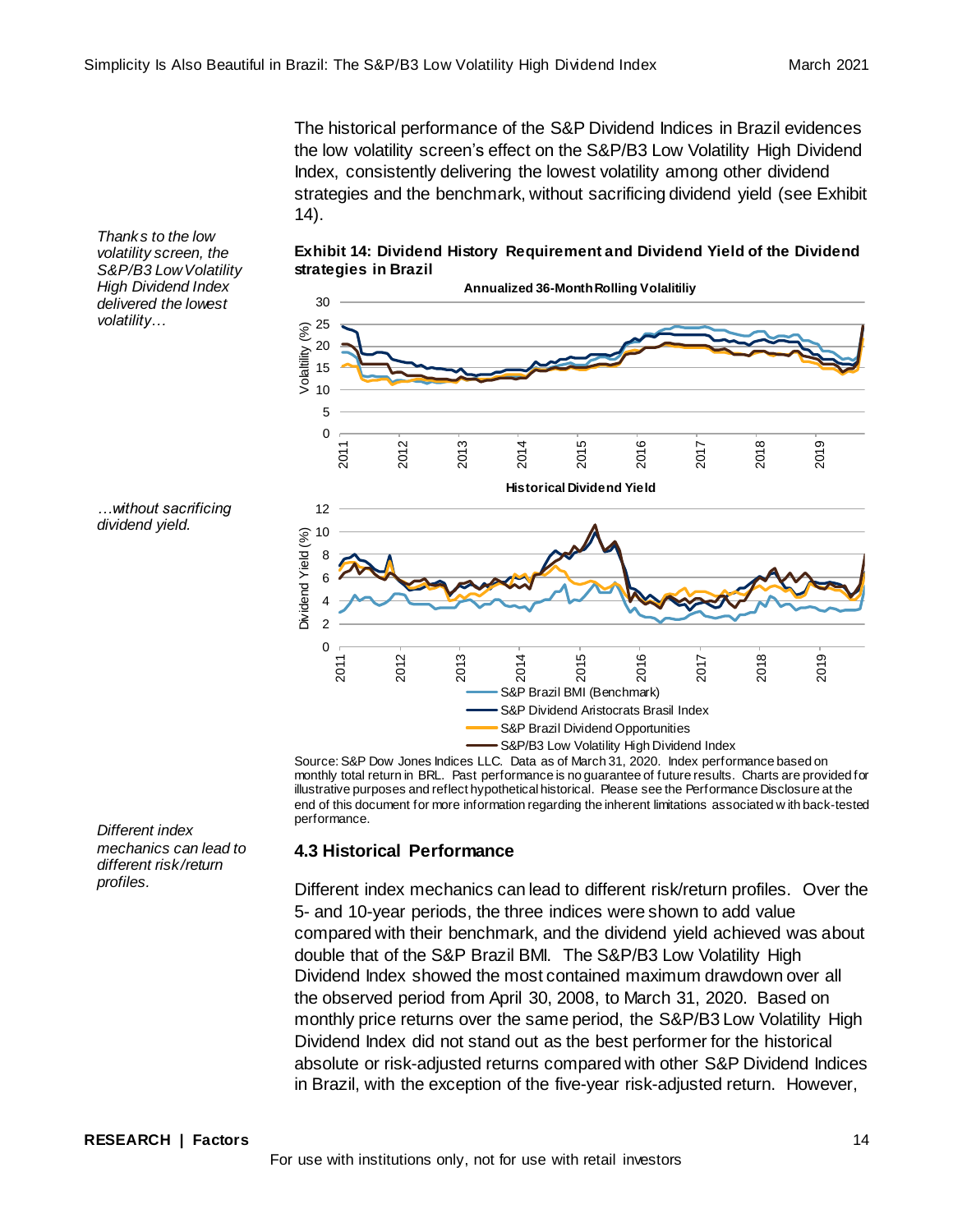The historical performance of the S&P Dividend Indices in Brazil evidences the low volatility screen's effect on the S&P/B3 Low Volatility High Dividend Index, consistently delivering the lowest volatility among other dividend strategies and the benchmark, without sacrificing dividend yield (see Exhibit 14).

*Thanks to the low volatility screen, the S&P/B3 Low Volatility High Dividend Index delivered the lowest volatility…*

*…without sacrificing dividend yield.*

**Exhibit 14: Dividend History Requirement and Dividend Yield of the Dividend strategies in Brazil**

Annualized 36-Month Rolling Volalitiliy

Historical Dividend Yield

- S&P Brazil BMI (Benchmark)
- S&P Dividend Aristocrats Brasil Index
- S&P Brazil Dividend Opportunities
- S&P/B3 Low Volatility High Dividend Index

Source: S&P Dow Jones Indices LLC. Data as of March 31, 2020. Index performance based on monthly total return in BRL. Past performance is no guarantee of future results. Charts are provided for illustrative purposes and reflect hypothetical historical. Please see the Performance Disclosure at the end of this document for more information regarding the inherent limitations associated with back-tested performance.

*Different index mechanics can lead to different risk/return profiles.*

### 4.3 Historical Performance

Different index mechanics can lead to different risk/return profiles. Over the 5- and 10-year periods, the three indices were shown to add value compared with their benchmark, and the dividend yield achieved was about double that of the S&P Brazil BMI. The S&P/B3 Low Volatility High Dividend Index showed the most contained maximum drawdown over all the observed period from April 30, 2008, to March 31, 2020. Based on monthly price returns over the same period, the S&P/B3 Low Volatility High Dividend Index did not stand out as the best performer for the historical absolute or risk-adjusted returns compared with other S&P Dividend Indices in Brazil, with the exception of the five-year risk-adjusted return. However,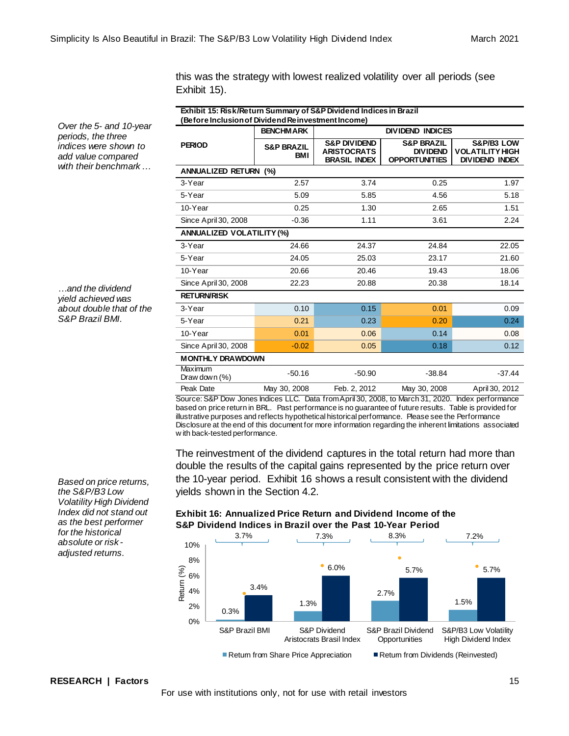this was the strategy with lowest realized volatility over all periods (see Exhibit 15).

*Over the 5- and 10-year periods, the three indices were shown to add value compared with their benchmark …*

*…and the dividend yield achieved was about double that of the S&P Brazil BMI.*

**Exhibit 15: Risk/Return Summary of S&P Dividend Indices in Brazil (Before Inclusion of Dividend Reinvestment Income)**

| PERIOD | BENCHMARK | DIVIDEND INDICES | | |
|---|---|---|---|---|
| | S&P BRAZIL BMI | S&P DIVIDEND ARISTOCRATS BRASIL INDEX | S&P BRAZIL DIVIDEND OPPORTUNITIES | S&P/B3 LOW VOLATILITY HIGH DIVIDEND INDEX |
| **ANNUALIZED RETURN (%)** | | | | |
| 3-Year | 2.57 | 3.74 | 0.25 | 1.97 |
| 5-Year | 5.09 | 5.85 | 4.56 | 5.18 |
| 10-Year | 0.25 | 1.30 | 2.65 | 1.51 |
| Since April 30, 2008 | -0.36 | 1.11 | 3.61 | 2.24 |
| **ANNUALIZED VOLATILITY (%)** | | | | |
| 3-Year | 24.66 | 24.37 | 24.84 | 22.05 |
| 5-Year | 24.05 | 25.03 | 23.17 | 21.60 |
| 10-Year | 20.66 | 20.46 | 19.43 | 18.06 |
| Since April 30, 2008 | 22.23 | 20.88 | 20.38 | 18.14 |
| **RETURN/RISK** | | | | |
| 3-Year | 0.10 | 0.15 | 0.01 | 0.09 |
| 5-Year | 0.21 | 0.23 | 0.20 | 0.24 |
| 10-Year | 0.01 | 0.06 | 0.14 | 0.08 |
| Since April 30, 2008 | -0.02 | 0.05 | 0.18 | 0.12 |
| **MONTHLY DRAWDOWN** | | | | |
| Maximum Drawdown (%) | -50.16 | -50.90 | -38.84 | -37.44 |
| Peak Date | May 30, 2008 | Feb. 2, 2012 | May 30, 2008 | April 30, 2012 |

Source: S&P Dow Jones Indices LLC. Data from April 30, 2008, to March 31, 2020. Index performance based on price return in BRL. Past performance is no guarantee of future results. Table is provided for illustrative purposes and reflects hypothetical historical performance. Please see the Performance Disclosure at the end of this document for more information regarding the inherent limitations associated with back-tested performance.

*Based on price returns, the S&P/B3 Low Volatility High Dividend Index did not stand out as the best performer for the historical absolute or risk-adjusted returns.*

The reinvestment of the dividend captures in the total return had more than double the results of the capital gains represented by the price return over the 10-year period. Exhibit 16 shows a result consistent with the dividend yields shown in the Section 4.2.

**Exhibit 16: Annualized Price Return and Dividend Income of the S&P Dividend Indices in Brazil over the Past 10-Year Period**

| Index | Return from Share Price Appreciation | Return from Dividends (Reinvested) | Total |
|---|---|---|---|
| S&P Brazil BMI | 0.3% | 3.4% | 3.7% |
| S&P Dividend Aristocrats Brasil Index | 1.3% | 6.0% | 7.3% |
| S&P Brazil Dividend Opportunities | 2.7% | 5.7% | 8.3% |
| S&P/B3 Low Volatility High Dividend Index | 1.5% | 5.7% | 7.2% |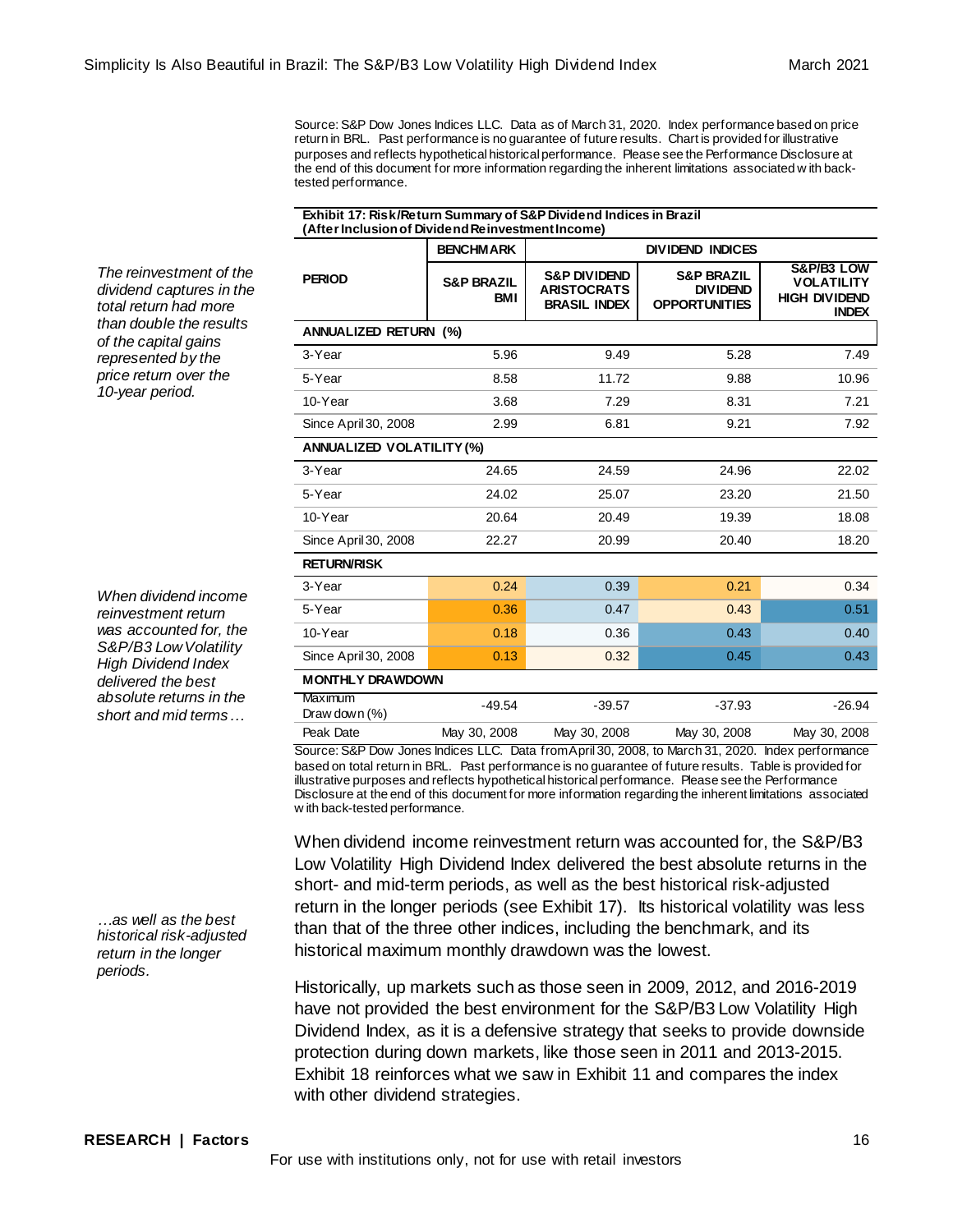Source: S&P Dow Jones Indices LLC. Data as of March 31, 2020. Index performance based on price return in BRL. Past performance is no guarantee of future results. Chart is provided for illustrative purposes and reflects hypothetical historical performance. Please see the Performance Disclosure at the end of this document for more information regarding the inherent limitations associated with back-tested performance.

*The reinvestment of the dividend captures in the total return had more than double the results of the capital gains represented by the price return over the 10-year period.*

**Exhibit 17: Risk/Return Summary of S&P Dividend Indices in Brazil (After Inclusion of Dividend Reinvestment Income)**

| | BENCHMARK | DIVIDEND INDICES | | |
|---|---|---|---|---|
| PERIOD | S&P BRAZIL BMI | S&P DIVIDEND ARISTOCRATS BRASIL INDEX | S&P BRAZIL DIVIDEND OPPORTUNITIES | S&P/B3 LOW VOLATILITY HIGH DIVIDEND INDEX |
| **ANNUALIZED RETURN (%)** | | | | |
| 3-Year | 5.96 | 9.49 | 5.28 | 7.49 |
| 5-Year | 8.58 | 11.72 | 9.88 | 10.96 |
| 10-Year | 3.68 | 7.29 | 8.31 | 7.21 |
| Since April 30, 2008 | 2.99 | 6.81 | 9.21 | 7.92 |
| **ANNUALIZED VOLATILITY (%)** | | | | |
| 3-Year | 24.65 | 24.59 | 24.96 | 22.02 |
| 5-Year | 24.02 | 25.07 | 23.20 | 21.50 |
| 10-Year | 20.64 | 20.49 | 19.39 | 18.08 |
| Since April 30, 2008 | 22.27 | 20.99 | 20.40 | 18.20 |
| **RETURN/RISK** | | | | |
| 3-Year | 0.24 | 0.39 | 0.21 | 0.34 |
| 5-Year | 0.36 | 0.47 | 0.43 | 0.51 |
| 10-Year | 0.18 | 0.36 | 0.43 | 0.40 |
| Since April 30, 2008 | 0.13 | 0.32 | 0.45 | 0.43 |
| **MONTHLY DRAWDOWN** | | | | |
| Maximum Drawdown (%) | -49.54 | -39.57 | -37.93 | -26.94 |
| Peak Date | May 30, 2008 | May 30, 2008 | May 30, 2008 | May 30, 2008 |

Source: S&P Dow Jones Indices LLC. Data from April 30, 2008, to March 31, 2020. Index performance based on total return in BRL. Past performance is no guarantee of future results. Table is provided for illustrative purposes and reflects hypothetical historical performance. Please see the Performance Disclosure at the end of this document for more information regarding the inherent limitations associated with back-tested performance.

*When dividend income reinvestment return was accounted for, the S&P/B3 Low Volatility High Dividend Index delivered the best absolute returns in the short and mid terms…*

*…as well as the best historical risk-adjusted return in the longer periods.*

When dividend income reinvestment return was accounted for, the S&P/B3 Low Volatility High Dividend Index delivered the best absolute returns in the short- and mid-term periods, as well as the best historical risk-adjusted return in the longer periods (see Exhibit 17). Its historical volatility was less than that of the three other indices, including the benchmark, and its historical maximum monthly drawdown was the lowest.

Historically, up markets such as those seen in 2009, 2012, and 2016-2019 have not provided the best environment for the S&P/B3 Low Volatility High Dividend Index, as it is a defensive strategy that seeks to provide downside protection during down markets, like those seen in 2011 and 2013-2015. Exhibit 18 reinforces what we saw in Exhibit 11 and compares the index with other dividend strategies.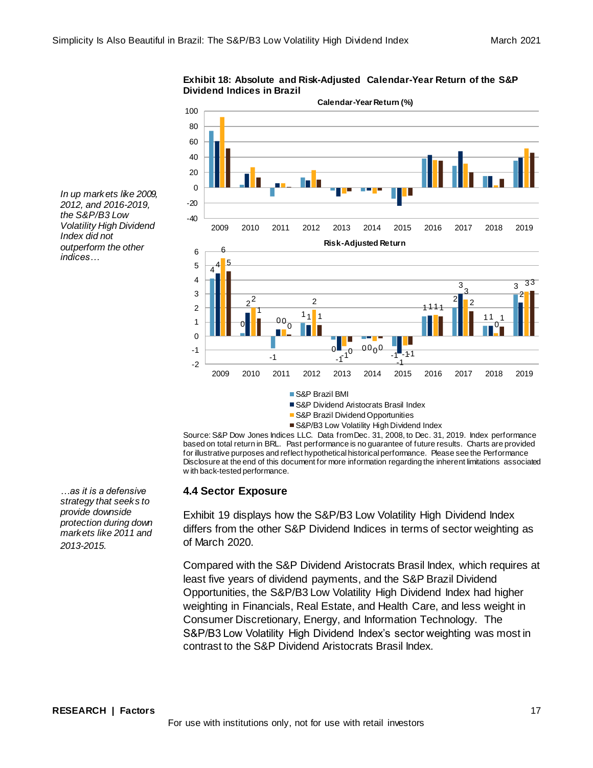*In up markets like 2009, 2012, and 2016-2019, the S&P/B3 Low Volatility High Dividend Index did not outperform the other indices…*

**Exhibit 18: Absolute and Risk-Adjusted Calendar-Year Return of the S&P Dividend Indices in Brazil**

Source: S&P Dow Jones Indices LLC. Data from Dec. 31, 2008, to Dec. 31, 2019. Index performance based on total return in BRL. Past performance is no guarantee of future results. Charts are provided for illustrative purposes and reflect hypothetical historical performance. Please see the Performance Disclosure at the end of this document for more information regarding the inherent limitations associated with back-tested performance.

*…as it is a defensive strategy that seeks to provide downside protection during down markets like 2011 and 2013-2015.*

### 4.4 Sector Exposure

Exhibit 19 displays how the S&P/B3 Low Volatility High Dividend Index differs from the other S&P Dividend Indices in terms of sector weighting as of March 2020.

Compared with the S&P Dividend Aristocrats Brasil Index, which requires at least five years of dividend payments, and the S&P Brazil Dividend Opportunities, the S&P/B3 Low Volatility High Dividend Index had higher weighting in Financials, Real Estate, and Health Care, and less weight in Consumer Discretionary, Energy, and Information Technology. The S&P/B3 Low Volatility High Dividend Index's sector weighting was most in contrast to the S&P Dividend Aristocrats Brasil Index.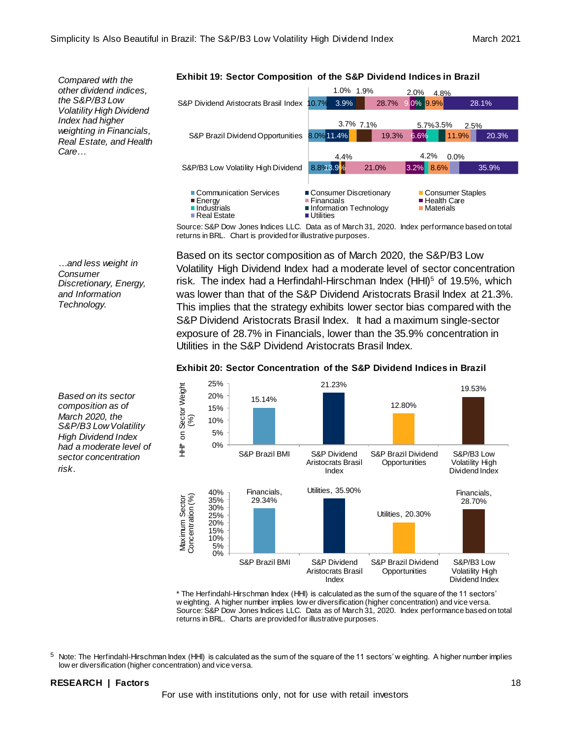*Compared with the other dividend indices, the S&P/B3 Low Volatility High Dividend Index had higher weighting in Financials, Real Estate, and Health Care…*

**Exhibit 19: Sector Composition of the S&P Dividend Indices in Brazil**

| Index | Communication Services | Consumer Discretionary | Consumer Staples | Energy | Financials | Health Care | Industrials | Information Technology | Materials | Real Estate | Utilities |
|---|---|---|---|---|---|---|---|---|---|---|---|
| S&P Dividend Aristocrats Brasil Index | 10.7% | 3.9% | 1.0% | 1.9% | 28.7% | 9.0% | 2.0% | 0% | 9.9% | 4.8% | 28.1% |
| S&P Brazil Dividend Opportunities | 8.0% | 11.4% | 3.7% | 7.1% | 19.3% | 6.6% | 5.7% | 3.5% | 11.9% | 2.5% | 20.3% |
| S&P/B3 Low Volatility High Dividend | 8.8% | 3.9% | 1% | 4.4% | 21.0% | 3.2% | 4.2% | 0.0% | 8.6% | | 35.9% |

Source: S&P Dow Jones Indices LLC. Data as of March 31, 2020. Index performance based on total returns in BRL. Chart is provided for illustrative purposes.

*…and less weight in Consumer Discretionary, Energy, and Information Technology.*

Based on its sector composition as of March 2020, the S&P/B3 Low Volatility High Dividend Index had a moderate level of sector concentration risk. The index had a Herfindahl-Hirschman Index (HHI)[5] of 19.5%, which was lower than that of the S&P Dividend Aristocrats Brasil Index at 21.3%. This implies that the strategy exhibits lower sector bias compared with the S&P Dividend Aristocrats Brasil Index. It had a maximum single-sector exposure of 28.7% in Financials, lower than the 35.9% concentration in Utilities in the S&P Dividend Aristocrats Brasil Index.

*Based on its sector composition as of March 2020, the S&P/B3 Low Volatility High Dividend Index had a moderate level of sector concentration risk.*

**Exhibit 20: Sector Concentration of the S&P Dividend Indices in Brazil**

| Index | HHI* on Sector Weight (%) | Maximum Sector Concentration (%) |
|---|---|---|
| S&P Brazil BMI | 15.14% | Financials, 29.34% |
| S&P Dividend Aristocrats Brasil Index | 21.23% | Utilities, 35.90% |
| S&P Brazil Dividend Opportunities | 12.80% | Utilities, 20.30% |
| S&P/B3 Low Volatility High Dividend Index | 19.53% | Financials, 28.70% |

\* The Herfindahl-Hirschman Index (HHI) is calculated as the sum of the square of the 11 sectors' weighting. A higher number implies lower diversification (higher concentration) and vice versa.
Source: S&P Dow Jones Indices LLC. Data as of March 31, 2020. Index performance based on total returns in BRL. Charts are provided for illustrative purposes.

[5] Note: The Herfindahl-Hirschman Index (HHI) is calculated as the sum of the square of the 11 sectors' weighting. A higher number implies lower diversification (higher concentration) and vice versa.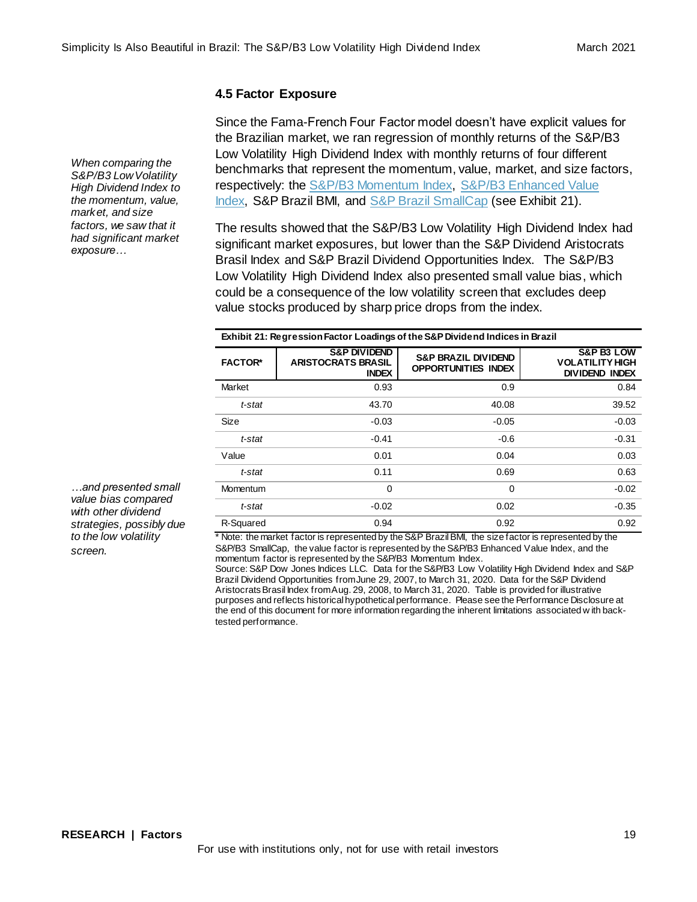### 4.5 Factor Exposure

*When comparing the S&P/B3 Low Volatility High Dividend Index to the momentum, value, market, and size factors, we saw that it had significant market exposure…*

Since the Fama-French Four Factor model doesn't have explicit values for the Brazilian market, we ran regression of monthly returns of the S&P/B3 Low Volatility High Dividend Index with monthly returns of four different benchmarks that represent the momentum, value, market, and size factors, respectively: the S&P/B3 Momentum Index, S&P/B3 Enhanced Value Index, S&P Brazil BMI, and S&P Brazil SmallCap (see Exhibit 21).

The results showed that the S&P/B3 Low Volatility High Dividend Index had significant market exposures, but lower than the S&P Dividend Aristocrats Brasil Index and S&P Brazil Dividend Opportunities Index. The S&P/B3 Low Volatility High Dividend Index also presented small value bias, which could be a consequence of the low volatility screen that excludes deep value stocks produced by sharp price drops from the index.

*…and presented small value bias compared with other dividend strategies, possibly due to the low volatility screen.*

**Exhibit 21: Regression Factor Loadings of the S&P Dividend Indices in Brazil**

| FACTOR* | S&P DIVIDEND ARISTOCRATS BRASIL INDEX | S&P BRAZIL DIVIDEND OPPORTUNITIES INDEX | S&P B3 LOW VOLATILITY HIGH DIVIDEND INDEX |
|---|---|---|---|
| Market | 0.93 | 0.9 | 0.84 |
| *t-stat* | 43.70 | 40.08 | 39.52 |
| Size | -0.03 | -0.05 | -0.03 |
| *t-stat* | -0.41 | -0.6 | -0.31 |
| Value | 0.01 | 0.04 | 0.03 |
| *t-stat* | 0.11 | 0.69 | 0.63 |
| Momentum | 0 | 0 | -0.02 |
| *t-stat* | -0.02 | 0.02 | -0.35 |
| R-Squared | 0.94 | 0.92 | 0.92 |

\* Note: the market factor is represented by the S&P Brazil BMI, the size factor is represented by the S&P/B3 SmallCap, the value factor is represented by the S&P/B3 Enhanced Value Index, and the momentum factor is represented by the S&P/B3 Momentum Index.

Source: S&P Dow Jones Indices LLC. Data for the S&P/B3 Low Volatility High Dividend Index and S&P Brazil Dividend Opportunities from June 29, 2007, to March 31, 2020. Data for the S&P Dividend Aristocrats Brasil Index from Aug. 29, 2008, to March 31, 2020. Table is provided for illustrative purposes and reflects historical hypothetical performance. Please see the Performance Disclosure at the end of this document for more information regarding the inherent limitations associated with back-tested performance.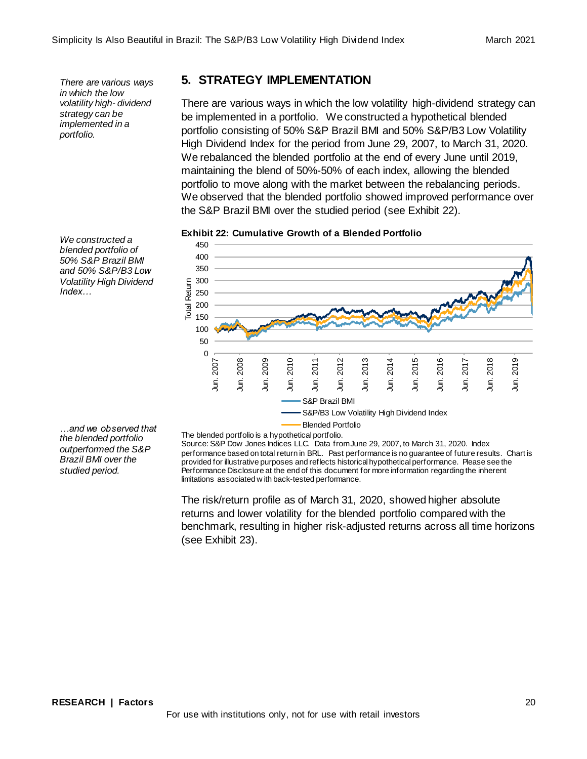*There are various ways in which the low volatility high-dividend strategy can be implemented in a portfolio.*

## 5. STRATEGY IMPLEMENTATION

There are various ways in which the low volatility high-dividend strategy can be implemented in a portfolio. We constructed a hypothetical blended portfolio consisting of 50% S&P Brazil BMI and 50% S&P/B3 Low Volatility High Dividend Index for the period from June 29, 2007, to March 31, 2020. We rebalanced the blended portfolio at the end of every June until 2019, maintaining the blend of 50%-50% of each index, allowing the blended portfolio to move along with the market between the rebalancing periods. We observed that the blended portfolio showed improved performance over the S&P Brazil BMI over the studied period (see Exhibit 22).

*We constructed a blended portfolio of 50% S&P Brazil BMI and 50% S&P/B3 Low Volatility High Dividend Index…*

**Exhibit 22: Cumulative Growth of a Blended Portfolio**

*…and we observed that the blended portfolio outperformed the S&P Brazil BMI over the studied period.*

The blended portfolio is a hypothetical portfolio.
Source: S&P Dow Jones Indices LLC. Data from June 29, 2007, to March 31, 2020. Index performance based on total return in BRL. Past performance is no guarantee of future results. Chart is provided for illustrative purposes and reflects historical hypothetical performance. Please see the Performance Disclosure at the end of this document for more information regarding the inherent limitations associated with back-tested performance.

The risk/return profile as of March 31, 2020, showed higher absolute returns and lower volatility for the blended portfolio compared with the benchmark, resulting in higher risk-adjusted returns across all time horizons (see Exhibit 23).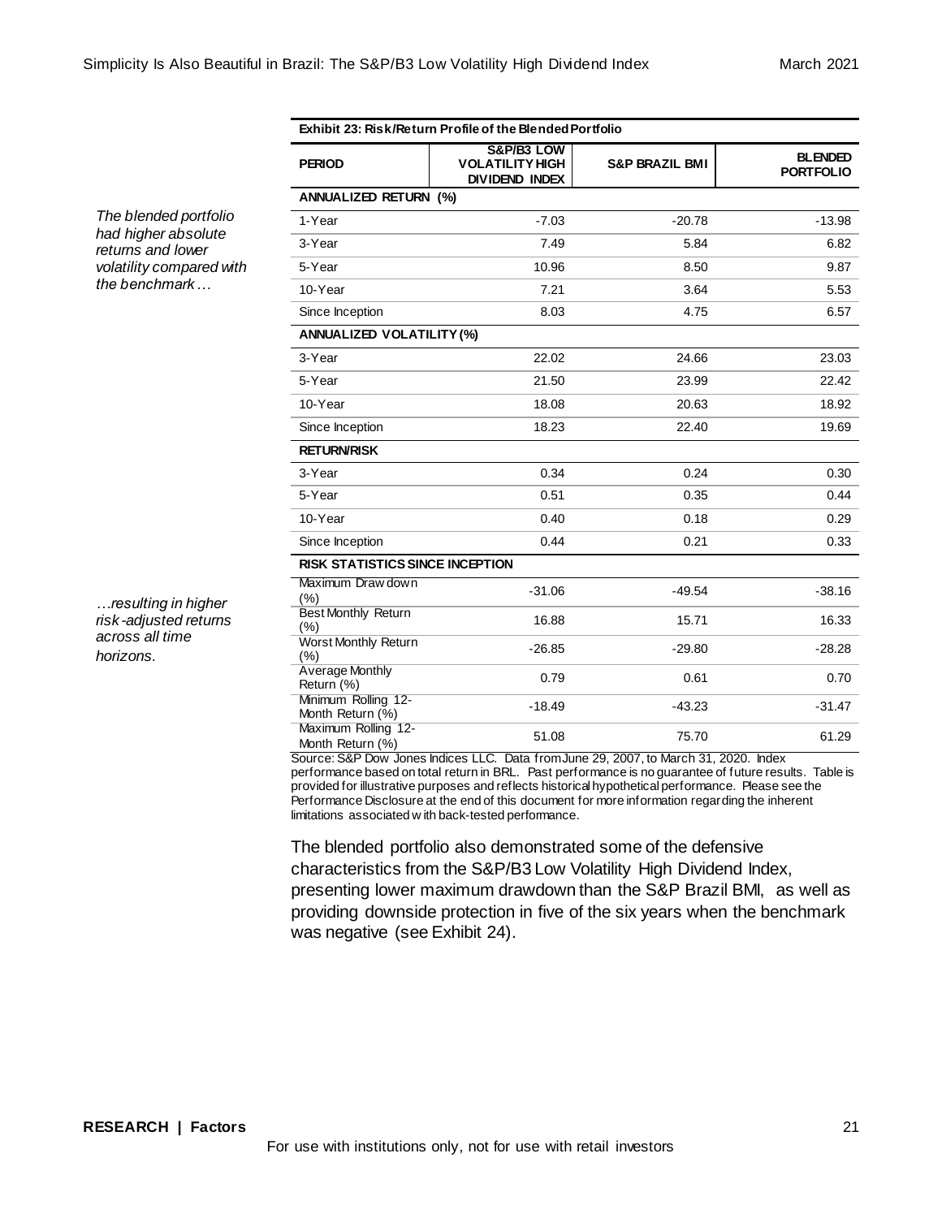*The blended portfolio had higher absolute returns and lower volatility compared with the benchmark…*

*…resulting in higher risk-adjusted returns across all time horizons.*

**Exhibit 23: Risk/Return Profile of the Blended Portfolio**

| PERIOD | S&P/B3 LOW VOLATILITY HIGH DIVIDEND INDEX | S&P BRAZIL BMI | BLENDED PORTFOLIO |
|---|---|---|---|
| **ANNUALIZED RETURN (%)** | | | |
| 1-Year | -7.03 | -20.78 | -13.98 |
| 3-Year | 7.49 | 5.84 | 6.82 |
| 5-Year | 10.96 | 8.50 | 9.87 |
| 10-Year | 7.21 | 3.64 | 5.53 |
| Since Inception | 8.03 | 4.75 | 6.57 |
| **ANNUALIZED VOLATILITY (%)** | | | |
| 3-Year | 22.02 | 24.66 | 23.03 |
| 5-Year | 21.50 | 23.99 | 22.42 |
| 10-Year | 18.08 | 20.63 | 18.92 |
| Since Inception | 18.23 | 22.40 | 19.69 |
| **RETURN/RISK** | | | |
| 3-Year | 0.34 | 0.24 | 0.30 |
| 5-Year | 0.51 | 0.35 | 0.44 |
| 10-Year | 0.40 | 0.18 | 0.29 |
| Since Inception | 0.44 | 0.21 | 0.33 |
| **RISK STATISTICS SINCE INCEPTION** | | | |
| Maximum Drawdown (%) | -31.06 | -49.54 | -38.16 |
| Best Monthly Return (%) | 16.88 | 15.71 | 16.33 |
| Worst Monthly Return (%) | -26.85 | -29.80 | -28.28 |
| Average Monthly Return (%) | 0.79 | 0.61 | 0.70 |
| Minimum Rolling 12-Month Return (%) | -18.49 | -43.23 | -31.47 |
| Maximum Rolling 12-Month Return (%) | 51.08 | 75.70 | 61.29 |

Source: S&P Dow Jones Indices LLC. Data from June 29, 2007, to March 31, 2020. Index performance based on total return in BRL. Past performance is no guarantee of future results. Table is provided for illustrative purposes and reflects historical hypothetical performance. Please see the Performance Disclosure at the end of this document for more information regarding the inherent limitations associated with back-tested performance.

The blended portfolio also demonstrated some of the defensive characteristics from the S&P/B3 Low Volatility High Dividend Index, presenting lower maximum drawdown than the S&P Brazil BMI, as well as providing downside protection in five of the six years when the benchmark was negative (see Exhibit 24).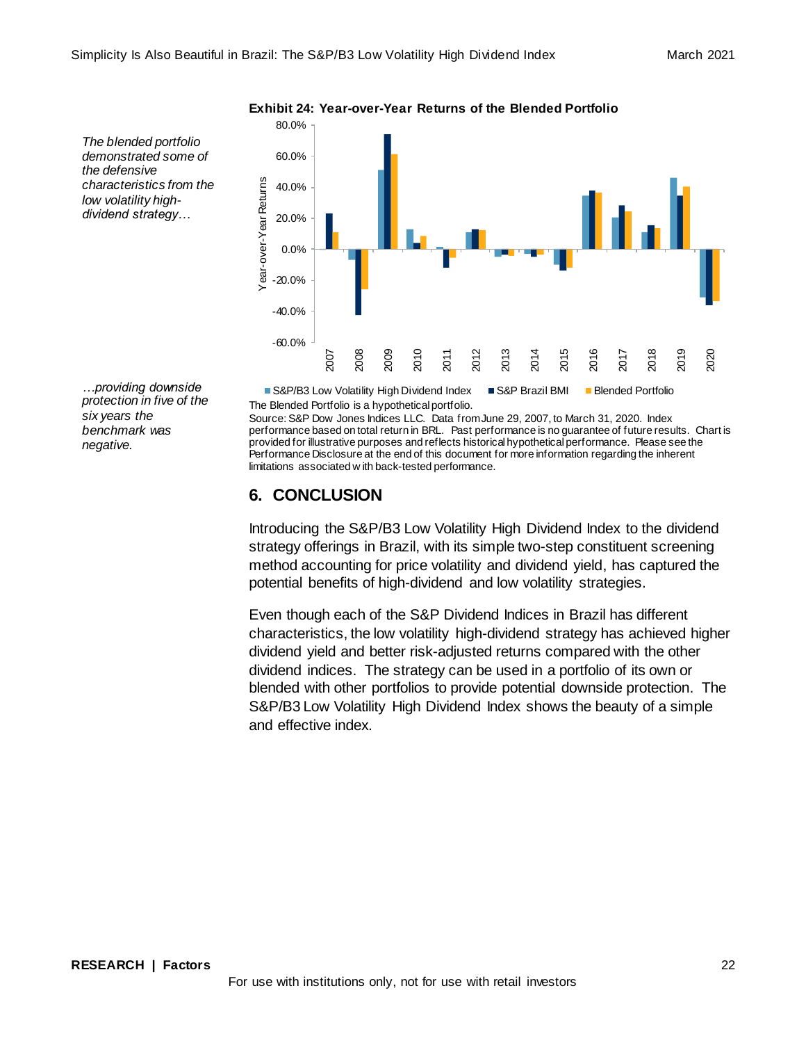*The blended portfolio demonstrated some of the defensive characteristics from the low volatility high-dividend strategy…*

*…providing downside protection in five of the six years the benchmark was negative.*

**Exhibit 24: Year-over-Year Returns of the Blended Portfolio**

■ S&P/B3 Low Volatility High Dividend Index ■ S&P Brazil BMI ■ Blended Portfolio

The Blended Portfolio is a hypothetical portfolio.
Source: S&P Dow Jones Indices LLC. Data from June 29, 2007, to March 31, 2020. Index performance based on total return in BRL. Past performance is no guarantee of future results. Chart is provided for illustrative purposes and reflects historical hypothetical performance. Please see the Performance Disclosure at the end of this document for more information regarding the inherent limitations associated with back-tested performance.

## 6. CONCLUSION

Introducing the S&P/B3 Low Volatility High Dividend Index to the dividend strategy offerings in Brazil, with its simple two-step constituent screening method accounting for price volatility and dividend yield, has captured the potential benefits of high-dividend and low volatility strategies.

Even though each of the S&P Dividend Indices in Brazil has different characteristics, the low volatility high-dividend strategy has achieved higher dividend yield and better risk-adjusted returns compared with the other dividend indices. The strategy can be used in a portfolio of its own or blended with other portfolios to provide potential downside protection. The S&P/B3 Low Volatility High Dividend Index shows the beauty of a simple and effective index.

For use with institutions only, not for use with retail investors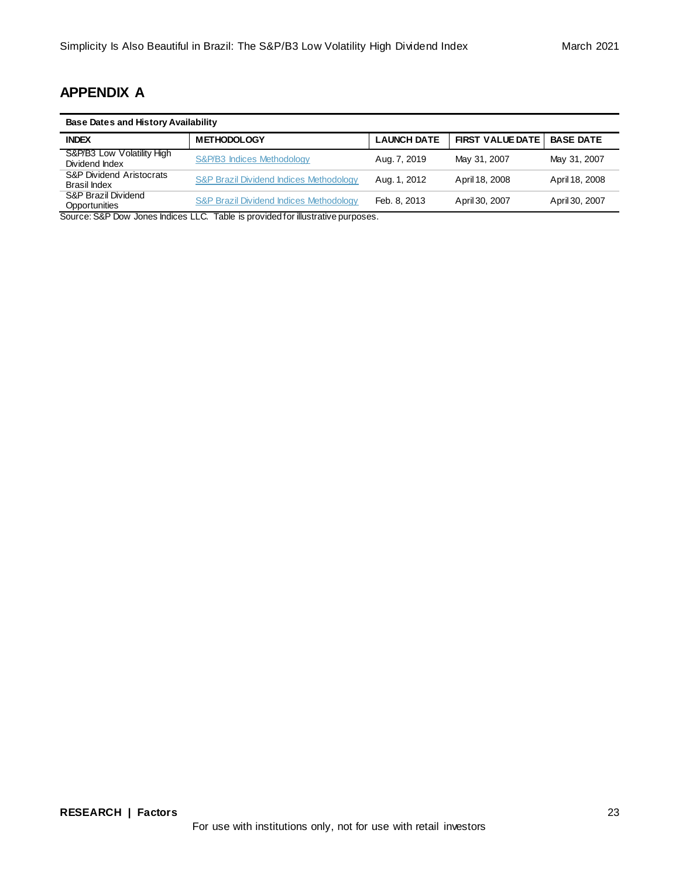## APPENDIX A

**Base Dates and History Availability**

| INDEX | METHODOLOGY | LAUNCH DATE | FIRST VALUE DATE | BASE DATE |
|---|---|---|---|---|
| S&P/B3 Low Volatility High Dividend Index | S&P/B3 Indices Methodology | Aug. 7, 2019 | May 31, 2007 | May 31, 2007 |
| S&P Dividend Aristocrats Brasil Index | S&P Brazil Dividend Indices Methodology | Aug. 1, 2012 | April 18, 2008 | April 18, 2008 |
| S&P Brazil Dividend Opportunities | S&P Brazil Dividend Indices Methodology | Feb. 8, 2013 | April 30, 2007 | April 30, 2007 |

Source: S&P Dow Jones Indices LLC. Table is provided for illustrative purposes.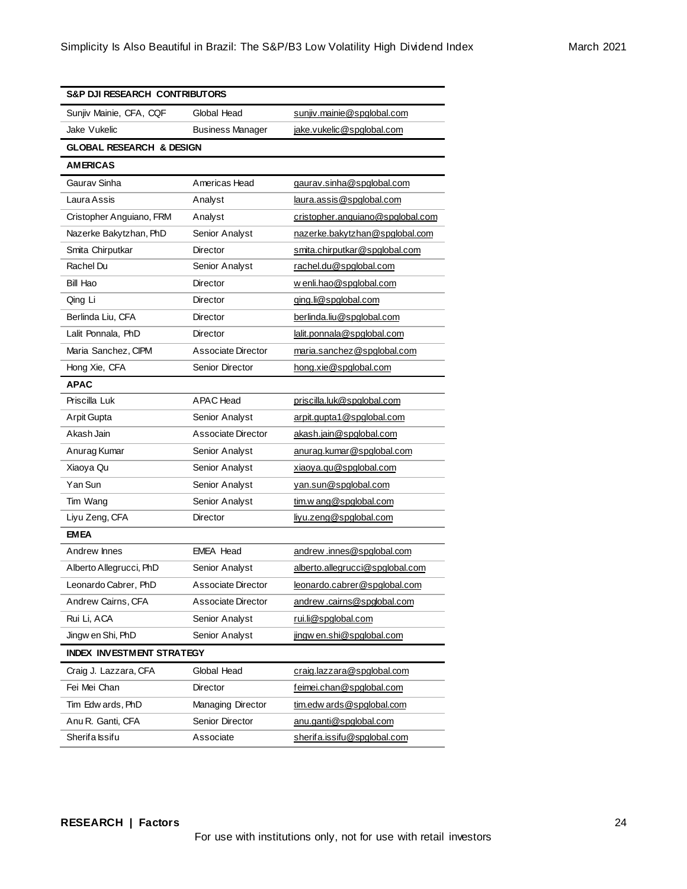| S&P DJI RESEARCH CONTRIBUTORS | | |
|---|---|---|
| Sunjiv Mainie, CFA, CQF | Global Head | sunjiv.mainie@spglobal.com |
| Jake Vukelic | Business Manager | jake.vukelic@spglobal.com |
| **GLOBAL RESEARCH & DESIGN** | | |
| **AMERICAS** | | |
| Gaurav Sinha | Americas Head | gaurav.sinha@spglobal.com |
| Laura Assis | Analyst | laura.assis@spglobal.com |
| Cristopher Anguiano, FRM | Analyst | cristopher.anguiano@spglobal.com |
| Nazerke Bakytzhan, PhD | Senior Analyst | nazerke.bakytzhan@spglobal.com |
| Smita Chirputkar | Director | smita.chirputkar@spglobal.com |
| Rachel Du | Senior Analyst | rachel.du@spglobal.com |
| Bill Hao | Director | wenli.hao@spglobal.com |
| Qing Li | Director | qing.li@spglobal.com |
| Berlinda Liu, CFA | Director | berlinda.liu@spglobal.com |
| Lalit Ponnala, PhD | Director | lalit.ponnala@spglobal.com |
| Maria Sanchez, CIPM | Associate Director | maria.sanchez@spglobal.com |
| Hong Xie, CFA | Senior Director | hong.xie@spglobal.com |
| **APAC** | | |
| Priscilla Luk | APAC Head | priscilla.luk@spglobal.com |
| Arpit Gupta | Senior Analyst | arpit.gupta1@spglobal.com |
| Akash Jain | Associate Director | akash.jain@spglobal.com |
| Anurag Kumar | Senior Analyst | anurag.kumar@spglobal.com |
| Xiaoya Qu | Senior Analyst | xiaoya.qu@spglobal.com |
| Yan Sun | Senior Analyst | yan.sun@spglobal.com |
| Tim Wang | Senior Analyst | tim.wang@spglobal.com |
| Liyu Zeng, CFA | Director | liyu.zeng@spglobal.com |
| **EMEA** | | |
| Andrew Innes | EMEA Head | andrew.innes@spglobal.com |
| Alberto Allegrucci, PhD | Senior Analyst | alberto.allegrucci@spglobal.com |
| Leonardo Cabrer, PhD | Associate Director | leonardo.cabrer@spglobal.com |
| Andrew Cairns, CFA | Associate Director | andrew.cairns@spglobal.com |
| Rui Li, ACA | Senior Analyst | rui.li@spglobal.com |
| Jingwen Shi, PhD | Senior Analyst | jingwen.shi@spglobal.com |
| **INDEX INVESTMENT STRATEGY** | | |
| Craig J. Lazzara, CFA | Global Head | craig.lazzara@spglobal.com |
| Fei Mei Chan | Director | feimei.chan@spglobal.com |
| Tim Edwards, PhD | Managing Director | tim.edwards@spglobal.com |
| Anu R. Ganti, CFA | Senior Director | anu.ganti@spglobal.com |
| Sherifa Issifu | Associate | sherifa.issifu@spglobal.com |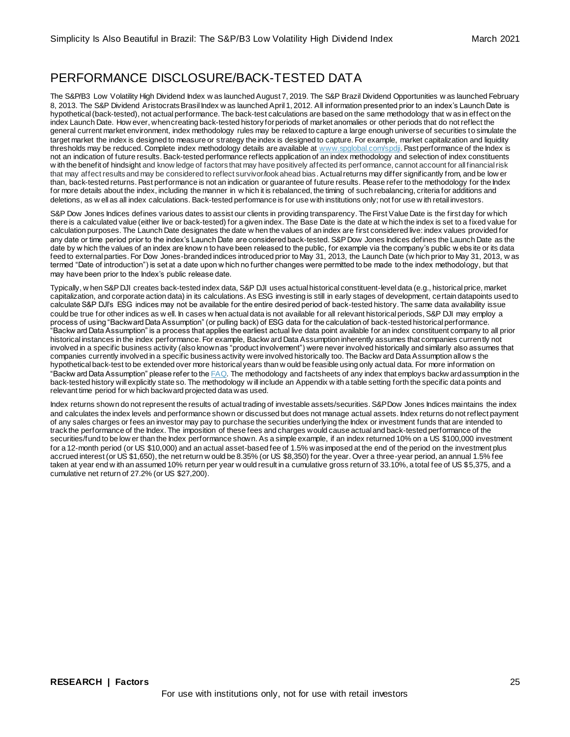## PERFORMANCE DISCLOSURE/BACK-TESTED DATA

The S&P/B3 Low Volatility High Dividend Index was launched August 7, 2019. The S&P Brazil Dividend Opportunities was launched February 8, 2013. The S&P Dividend Aristocrats Brasil Index was launched April 1, 2012. All information presented prior to an index's Launch Date is hypothetical (back-tested), not actual performance. The back-test calculations are based on the same methodology that was in effect on the index Launch Date. However, when creating back-tested history for periods of market anomalies or other periods that do not reflect the general current market environment, index methodology rules may be relaxed to capture a large enough universe of securities to simulate the target market the index is designed to measure or strategy the index is designed to capture. For example, market capitalization and liquidity thresholds may be reduced. Complete index methodology details are available at [www.spglobal.com/spdji](www.spglobal.com/spdji). Past performance of the Index is not an indication of future results. Back-tested performance reflects application of an index methodology and selection of index constituents with the benefit of hindsight and knowledge of factors that may have positively affected its performance, cannot account for all financial risk that may affect results and may be considered to reflect survivor/look ahead bias. Actual returns may differ significantly from, and be lower than, back-tested returns. Past performance is not an indication or guarantee of future results. Please refer to the methodology for the Index for more details about the index, including the manner in which it is rebalanced, the timing of such rebalancing, criteria for additions and deletions, as well as all index calculations. Back-tested performance is for use with institutions only; not for use with retail investors.

S&P Dow Jones Indices defines various dates to assist our clients in providing transparency. The First Value Date is the first day for which there is a calculated value (either live or back-tested) for a given index. The Base Date is the date at which the index is set to a fixed value for calculation purposes. The Launch Date designates the date when the values of an index are first considered live: index values provided for any date or time period prior to the index's Launch Date are considered back-tested. S&P Dow Jones Indices defines the Launch Date as the date by which the values of an index are known to have been released to the public, for example via the company's public website or its data feed to external parties. For Dow Jones-branded indices introduced prior to May 31, 2013, the Launch Date (which prior to May 31, 2013, was termed "Date of introduction") is set at a date upon which no further changes were permitted to be made to the index methodology, but that may have been prior to the Index's public release date.

Typically, when S&P DJI creates back-tested index data, S&P DJI uses actual historical constituent-level data (e.g., historical price, market capitalization, and corporate action data) in its calculations. As ESG investing is still in early stages of development, certain datapoints used to calculate S&P DJI's ESG indices may not be available for the entire desired period of back-tested history. The same data availability issue could be true for other indices as well. In cases when actual data is not available for all relevant historical periods, S&P DJI may employ a process of using "Backward Data Assumption" (or pulling back) of ESG data for the calculation of back-tested historical performance. "Backward Data Assumption" is a process that applies the earliest actual live data point available for an index constituent company to all prior historical instances in the index performance. For example, Backward Data Assumption inherently assumes that companies currently not involved in a specific business activity (also known as "product involvement") were never involved historically and similarly also assumes that companies currently involved in a specific business activity were involved historically too. The Backward Data Assumption allows the hypothetical back-test to be extended over more historical years than would be feasible using only actual data. For more information on "Backward Data Assumption" please refer to the FAQ. The methodology and factsheets of any index that employs backward assumption in the back-tested history will explicitly state so. The methodology will include an Appendix with a table setting forth the specific data points and relevant time period for which backward projected data was used.

Index returns shown do not represent the results of actual trading of investable assets/securities. S&P Dow Jones Indices maintains the index and calculates the index levels and performance shown or discussed but does not manage actual assets. Index returns do not reflect payment of any sales charges or fees an investor may pay to purchase the securities underlying the Index or investment funds that are intended to track the performance of the Index. The imposition of these fees and charges would cause actual and back-tested performance of the securities/fund to be lower than the Index performance shown. As a simple example, if an index returned 10% on a US $100,000 investment for a 12-month period (or US $10,000) and an actual asset-based fee of 1.5% was imposed at the end of the period on the investment plus accrued interest (or US $1,650), the net return would be 8.35% (or US $8,350) for the year. Over a three-year period, an annual 1.5% fee taken at year end with an assumed 10% return per year would result in a cumulative gross return of 33.10%, a total fee of US $5,375, and a cumulative net return of 27.2% (or US $27,200).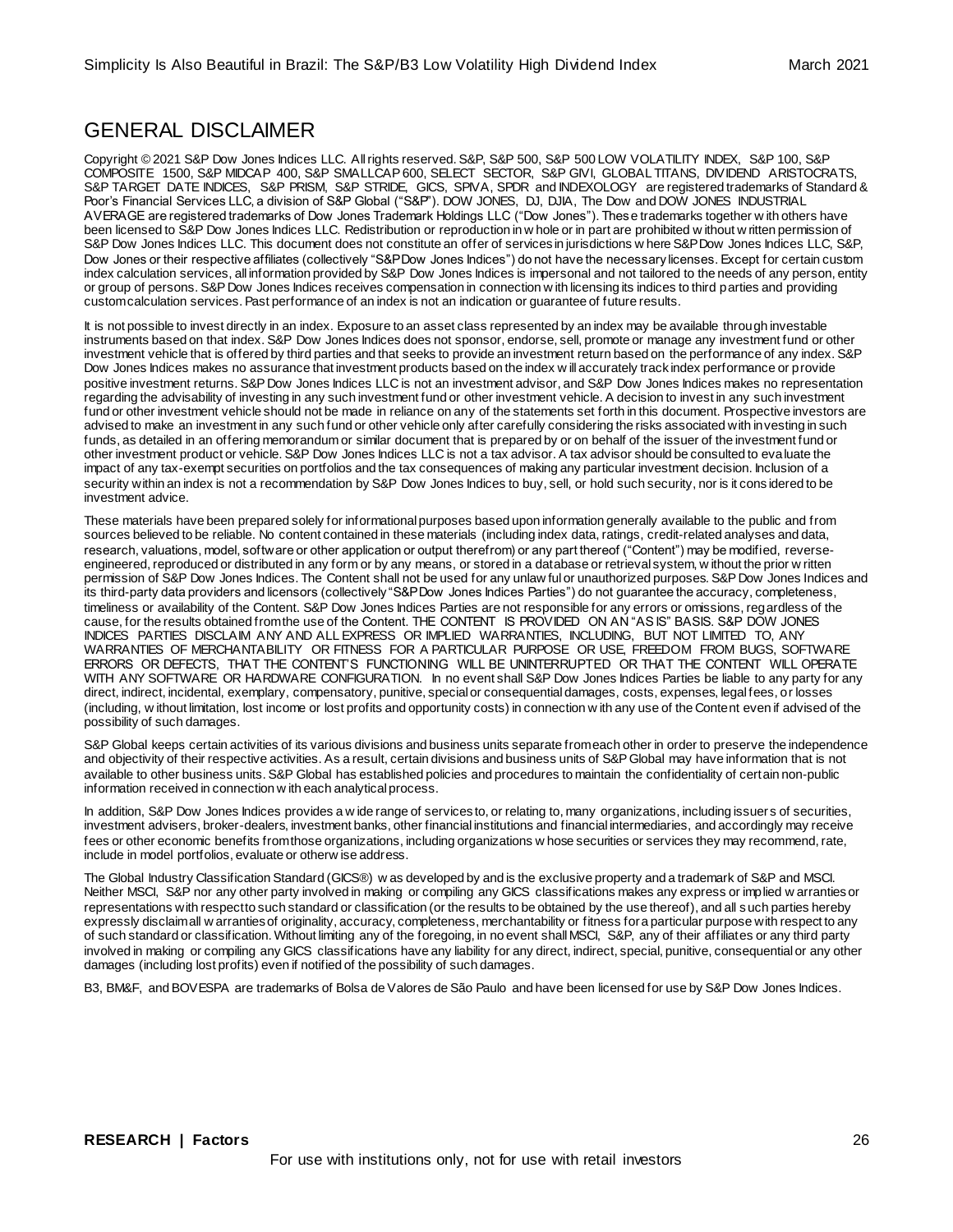## GENERAL DISCLAIMER

Copyright © 2021 S&P Dow Jones Indices LLC. All rights reserved. S&P, S&P 500, S&P 500 LOW VOLATILITY INDEX, S&P 100, S&P COMPOSITE 1500, S&P MIDCAP 400, S&P SMALLCAP 600, SELECT SECTOR, S&P GIVI, GLOBAL TITANS, DIVIDEND ARISTOCRATS, S&P TARGET DATE INDICES, S&P PRISM, S&P STRIDE, GICS, SPIVA, SPDR and INDEXOLOGY are registered trademarks of Standard & Poor's Financial Services LLC, a division of S&P Global ("S&P"). DOW JONES, DJ, DJIA, The Dow and DOW JONES INDUSTRIAL AVERAGE are registered trademarks of Dow Jones Trademark Holdings LLC ("Dow Jones"). These trademarks together with others have been licensed to S&P Dow Jones Indices LLC. Redistribution or reproduction in whole or in part are prohibited without written permission of S&P Dow Jones Indices LLC. This document does not constitute an offer of services in jurisdictions where S&P Dow Jones Indices LLC, S&P, Dow Jones or their respective affiliates (collectively "S&P Dow Jones Indices") do not have the necessary licenses. Except for certain custom index calculation services, all information provided by S&P Dow Jones Indices is impersonal and not tailored to the needs of any person, entity or group of persons. S&P Dow Jones Indices receives compensation in connection with licensing its indices to third parties and providing custom calculation services. Past performance of an index is not an indication or guarantee of future results.

It is not possible to invest directly in an index. Exposure to an asset class represented by an index may be available through investable instruments based on that index. S&P Dow Jones Indices does not sponsor, endorse, sell, promote or manage any investment fund or other investment vehicle that is offered by third parties and that seeks to provide an investment return based on the performance of any index. S&P Dow Jones Indices makes no assurance that investment products based on the index will accurately track index performance or provide positive investment returns. S&P Dow Jones Indices LLC is not an investment advisor, and S&P Dow Jones Indices makes no representation regarding the advisability of investing in any such investment fund or other investment vehicle. A decision to invest in any such investment fund or other investment vehicle should not be made in reliance on any of the statements set forth in this document. Prospective investors are advised to make an investment in any such fund or other vehicle only after carefully considering the risks associated with investing in such funds, as detailed in an offering memorandum or similar document that is prepared by or on behalf of the issuer of the investment fund or other investment product or vehicle. S&P Dow Jones Indices LLC is not a tax advisor. A tax advisor should be consulted to evaluate the impact of any tax-exempt securities on portfolios and the tax consequences of making any particular investment decision. Inclusion of a security within an index is not a recommendation by S&P Dow Jones Indices to buy, sell, or hold such security, nor is it considered to be investment advice.

These materials have been prepared solely for informational purposes based upon information generally available to the public and from sources believed to be reliable. No content contained in these materials (including index data, ratings, credit-related analyses and data, research, valuations, model, software or other application or output therefrom) or any part thereof ("Content") may be modified, reverse-engineered, reproduced or distributed in any form or by any means, or stored in a database or retrieval system, without the prior written permission of S&P Dow Jones Indices. The Content shall not be used for any unlawful or unauthorized purposes. S&P Dow Jones Indices and its third-party data providers and licensors (collectively "S&P Dow Jones Indices Parties") do not guarantee the accuracy, completeness, timeliness or availability of the Content. S&P Dow Jones Indices Parties are not responsible for any errors or omissions, regardless of the cause, for the results obtained from the use of the Content. THE CONTENT IS PROVIDED ON AN "AS IS" BASIS. S&P DOW JONES INDICES PARTIES DISCLAIM ANY AND ALL EXPRESS OR IMPLIED WARRANTIES, INCLUDING, BUT NOT LIMITED TO, ANY WARRANTIES OF MERCHANTABILITY OR FITNESS FOR A PARTICULAR PURPOSE OR USE, FREEDOM FROM BUGS, SOFTWARE ERRORS OR DEFECTS, THAT THE CONTENT'S FUNCTIONING WILL BE UNINTERRUPTED OR THAT THE CONTENT WILL OPERATE WITH ANY SOFTWARE OR HARDWARE CONFIGURATION. In no event shall S&P Dow Jones Indices Parties be liable to any party for any direct, indirect, incidental, exemplary, compensatory, punitive, special or consequential damages, costs, expenses, legal fees, or losses (including, without limitation, lost income or lost profits and opportunity costs) in connection with any use of the Content even if advised of the possibility of such damages.

S&P Global keeps certain activities of its various divisions and business units separate from each other in order to preserve the independence and objectivity of their respective activities. As a result, certain divisions and business units of S&P Global may have information that is not available to other business units. S&P Global has established policies and procedures to maintain the confidentiality of certain non-public information received in connection with each analytical process.

In addition, S&P Dow Jones Indices provides a wide range of services to, or relating to, many organizations, including issuers of securities, investment advisers, broker-dealers, investment banks, other financial institutions and financial intermediaries, and accordingly may receive fees or other economic benefits from those organizations, including organizations whose securities or services they may recommend, rate, include in model portfolios, evaluate or otherwise address.

The Global Industry Classification Standard (GICS®) was developed by and is the exclusive property and a trademark of S&P and MSCI. Neither MSCI, S&P nor any other party involved in making or compiling any GICS classifications makes any express or implied warranties or representations with respect to such standard or classification (or the results to be obtained by the use thereof), and all such parties hereby expressly disclaim all warranties of originality, accuracy, completeness, merchantability or fitness for a particular purpose with respect to any of such standard or classification. Without limiting any of the foregoing, in no event shall MSCI, S&P, any of their affiliates or any third party involved in making or compiling any GICS classifications have any liability for any direct, indirect, special, punitive, consequential or any other damages (including lost profits) even if notified of the possibility of such damages.

B3, BM&F, and BOVESPA are trademarks of Bolsa de Valores de São Paulo and have been licensed for use by S&P Dow Jones Indices.